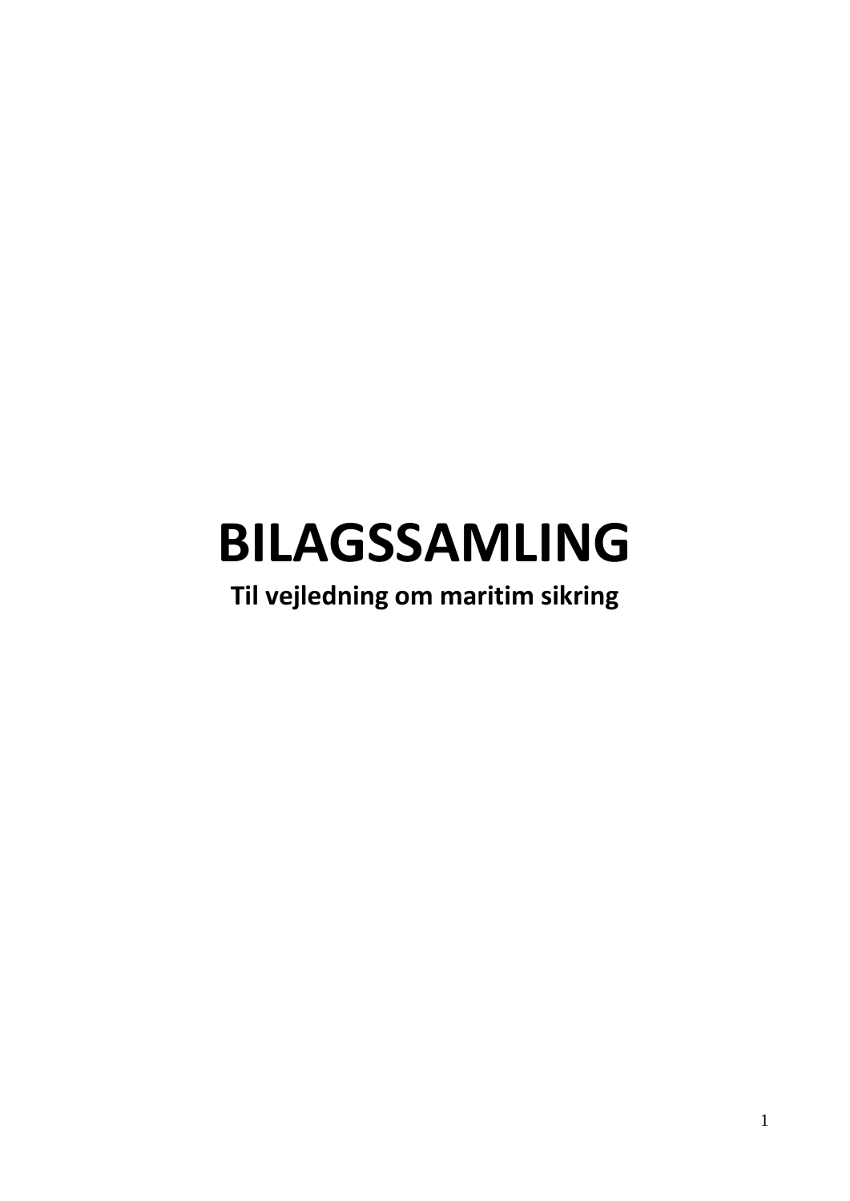# BILAGSSAMLING

**Til vejledning om maritim sikring**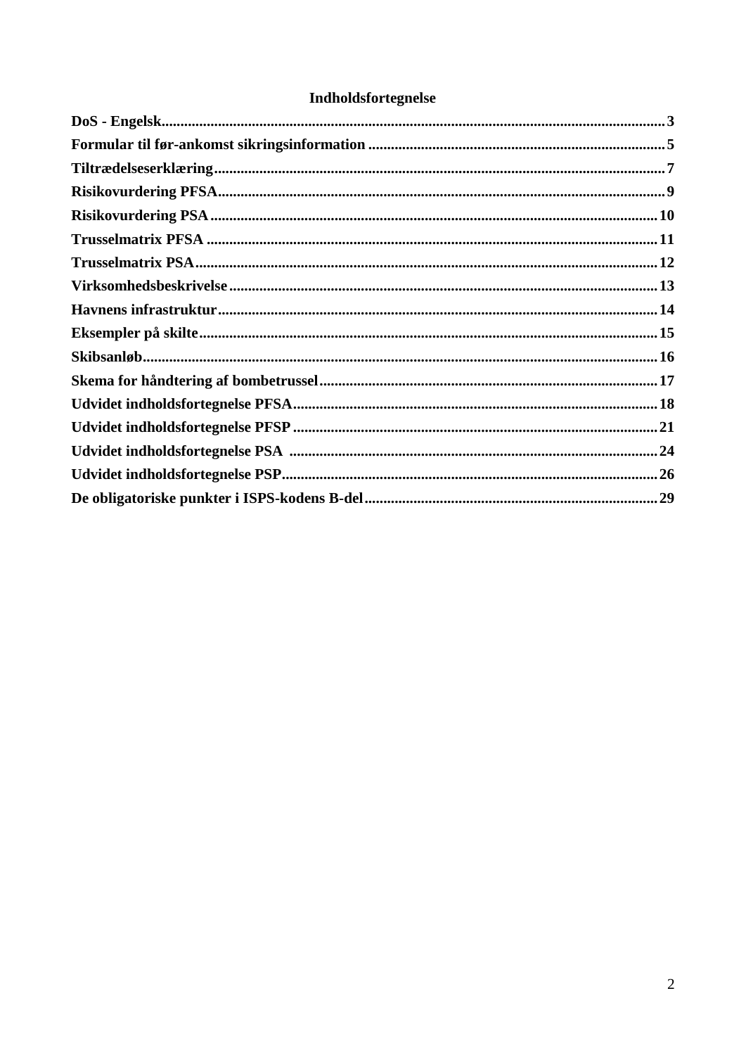## Indholdsfortegnelse

**DoS - Engelsk**......................................................................3
**Formular til før-ankomst sikringsinformation**..........................5
**Tiltrædelseserklæring**............................................................7
**Risikovurdering PFSA**.............................................................9
**Risikovurdering PSA**..............................................................10
**Trusselmatrix PFSA**...............................................................11
**Trusselmatrix PSA**.................................................................12
**Virksomhedsbeskrivelse**..........................................................13
**Havnens infrastruktur**............................................................14
**Eksempler på skilte**................................................................15
**Skibsanløb**.............................................................................16
**Skema for håndtering af bombetrussel**......................................17
**Udvidet indholdsfortegnelse PFSA**............................................18
**Udvidet indholdsfortegnelse PFSP**............................................21
**Udvidet indholdsfortegnelse PSA**..............................................24
**Udvidet indholdsfortegnelse PSP**..............................................26
**De obligatoriske punkter i ISPS-kodens B-del**...........................29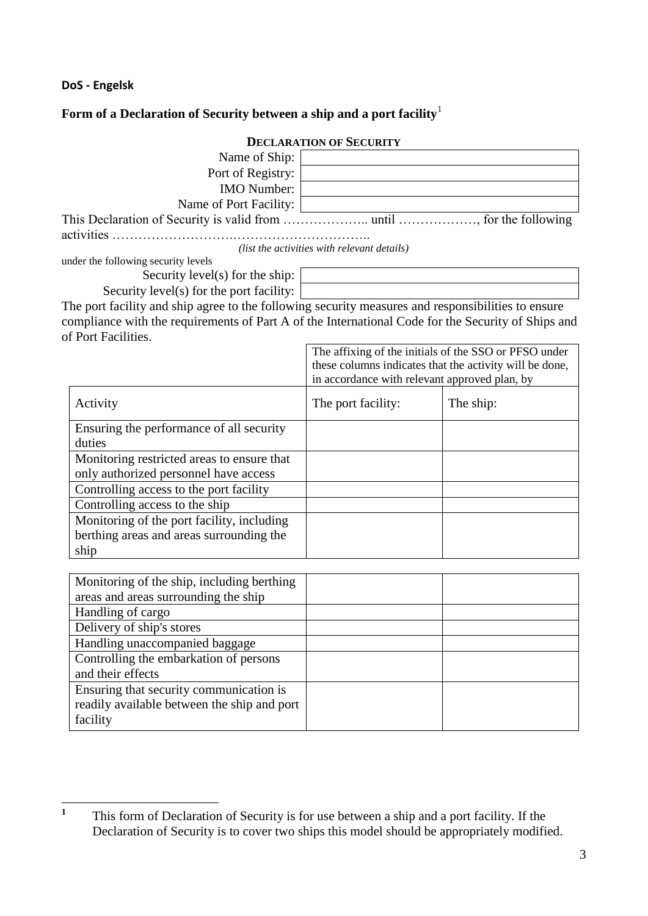**DoS - Engelsk**

## Form of a Declaration of Security between a ship and a port facility[1]

### DECLARATION OF SECURITY

| | |
|---|---|
| Name of Ship: | |
| Port of Registry: | |
| IMO Number: | |
| Name of Port Facility: | |

This Declaration of Security is valid from ……………….. until ………………, for the following activities …………………….………………………..

*(list the activities with relevant details)*

under the following security levels

| | |
|---|---|
| Security level(s) for the ship: | |
| Security level(s) for the port facility: | |

The port facility and ship agree to the following security measures and responsibilities to ensure compliance with the requirements of Part A of the International Code for the Security of Ships and of Port Facilities.

| | The affixing of the initials of the SSO or PFSO under these columns indicates that the activity will be done, in accordance with relevant approved plan, by | |
|---|---|---|
| Activity | The port facility: | The ship: |
| Ensuring the performance of all security duties | | |
| Monitoring restricted areas to ensure that only authorized personnel have access | | |
| Controlling access to the port facility | | |
| Controlling access to the ship | | |
| Monitoring of the port facility, including berthing areas and areas surrounding the ship | | |
| Monitoring of the ship, including berthing areas and areas surrounding the ship | | |
| Handling of cargo | | |
| Delivery of ship's stores | | |
| Handling unaccompanied baggage | | |
| Controlling the embarkation of persons and their effects | | |
| Ensuring that security communication is readily available between the ship and port facility | | |

[1] This form of Declaration of Security is for use between a ship and a port facility. If the Declaration of Security is to cover two ships this model should be appropriately modified.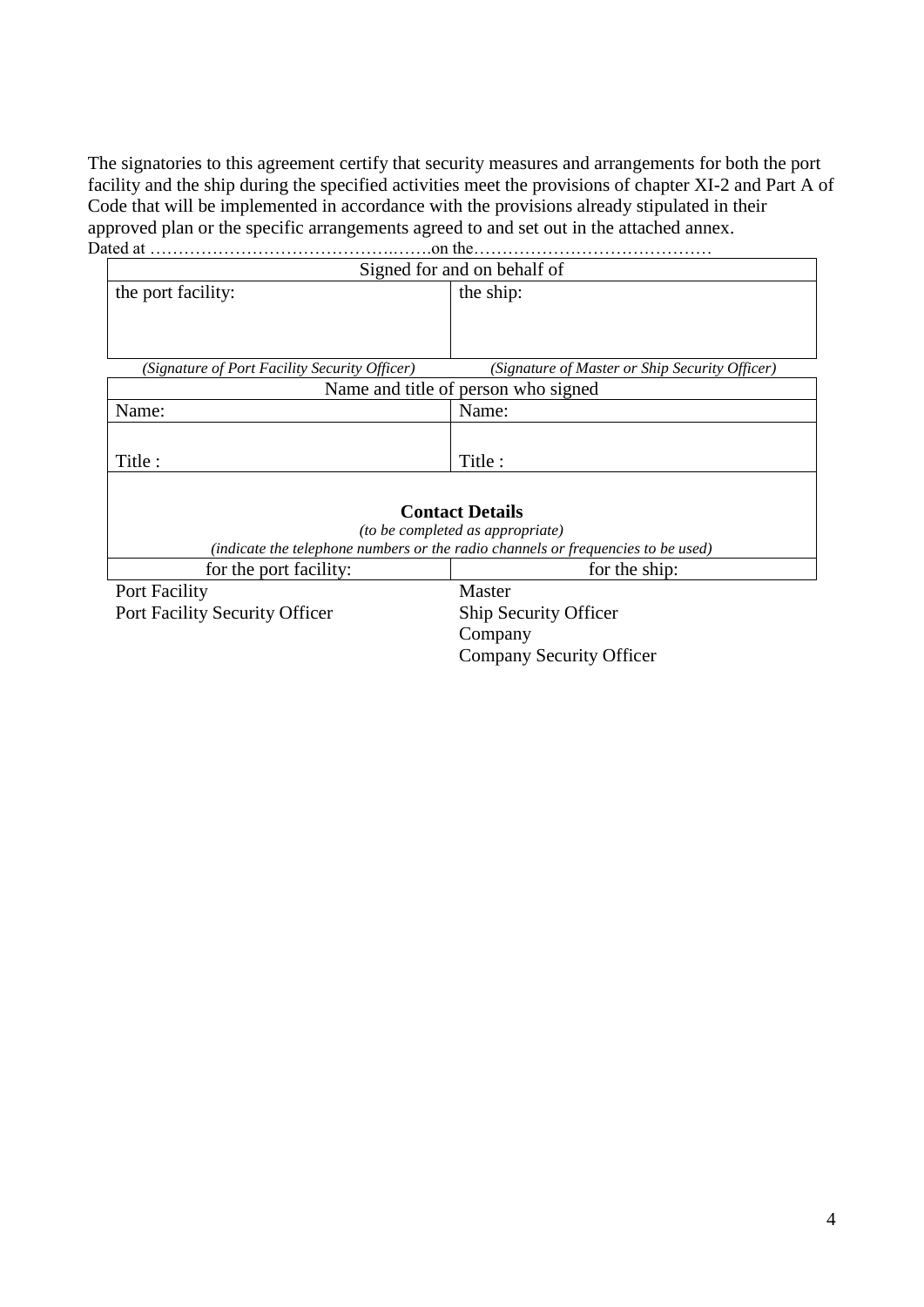The signatories to this agreement certify that security measures and arrangements for both the port facility and the ship during the specified activities meet the provisions of chapter XI-2 and Part A of Code that will be implemented in accordance with the provisions already stipulated in their approved plan or the specific arrangements agreed to and set out in the attached annex.

Dated at …………………………………….…….on the……………………………………

| Signed for and on behalf of | |
|---|---|
| the port facility: | the ship: |
| *(Signature of Port Facility Security Officer)* | *(Signature of Master or Ship Security Officer)* |

| Name and title of person who signed | |
|---|---|
| Name: | Name: |
| Title : | Title : |

**Contact Details**

*(to be completed as appropriate)*

*(indicate the telephone numbers or the radio channels or frequencies to be used)*

| for the port facility: | for the ship: |
|---|---|
| Port Facility | Master |
| Port Facility Security Officer | Ship Security Officer |
| | Company |
| | Company Security Officer |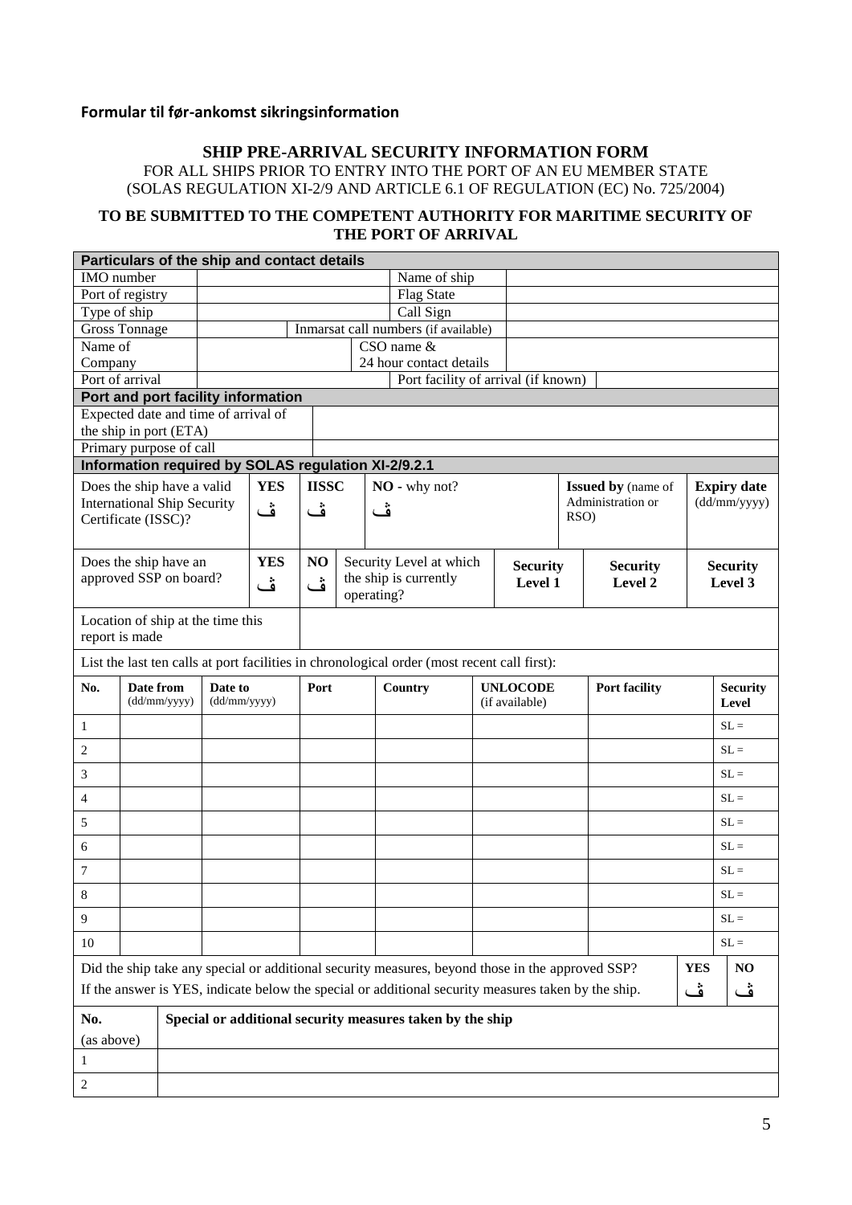**Formular til før-ankomst sikringsinformation**

## SHIP PRE-ARRIVAL SECURITY INFORMATION FORM

FOR ALL SHIPS PRIOR TO ENTRY INTO THE PORT OF AN EU MEMBER STATE
(SOLAS REGULATION XI-2/9 AND ARTICLE 6.1 OF REGULATION (EC) No. 725/2004)

**TO BE SUBMITTED TO THE COMPETENT AUTHORITY FOR MARITIME SECURITY OF THE PORT OF ARRIVAL**

| **Particulars of the ship and contact details** | | | |
|---|---|---|---|
| IMO number | | Name of ship | |
| Port of registry | | Flag State | |
| Type of ship | | Call Sign | |
| Gross Tonnage | | Inmarsat call numbers (if available) | |
| Name of Company | | CSO name & 24 hour contact details | |
| Port of arrival | | Port facility of arrival (if known) | |

| **Port and port facility information** | |
|---|---|
| Expected date and time of arrival of the ship in port (ETA) | |
| Primary purpose of call | |

| **Information required by SOLAS regulation XI-2/9.2.1** | | | | | | |
|---|---|---|---|---|---|---|
| Does the ship have a valid International Ship Security Certificate (ISSC)? | **YES** ڤ | **IISSC** ڤ | **NO** - why not? ڤ | | **Issued by** (name of Administration or RSO) | **Expiry date** (dd/mm/yyyy) |
| Does the ship have an approved SSP on board? | **YES** ڤ | **NO** ڤ | Security Level at which the ship is currently operating? | **Security Level 1** | **Security Level 2** | **Security Level 3** |
| Location of ship at the time this report is made | | | | | | |

List the last ten calls at port facilities in chronological order (most recent call first):

| No. | Date from (dd/mm/yyyy) | Date to (dd/mm/yyyy) | Port | Country | UNLOCODE (if available) | Port facility | Security Level |
|---|---|---|---|---|---|---|---|
| 1 | | | | | | | SL = |
| 2 | | | | | | | SL = |
| 3 | | | | | | | SL = |
| 4 | | | | | | | SL = |
| 5 | | | | | | | SL = |
| 6 | | | | | | | SL = |
| 7 | | | | | | | SL = |
| 8 | | | | | | | SL = |
| 9 | | | | | | | SL = |
| 10 | | | | | | | SL = |

| Did the ship take any special or additional security measures, beyond those in the approved SSP? If the answer is YES, indicate below the special or additional security measures taken by the ship. | **YES** ڤ | **NO** ڤ |
|---|---|---|

| **No.** (as above) | **Special or additional security measures taken by the ship** |
|---|---|
| 1 | |
| 2 | |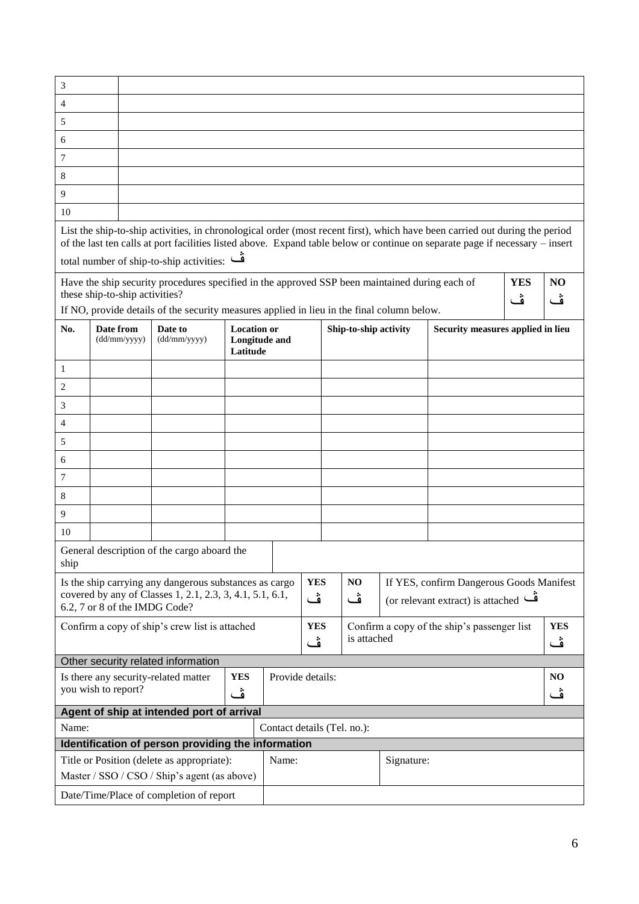| | |
|---|---|
| 3 | |
| 4 | |
| 5 | |
| 6 | |
| 7 | |
| 8 | |
| 9 | |
| 10 | |

List the ship-to-ship activities, in chronological order (most recent first), which have been carried out during the period of the last ten calls at port facilities listed above. Expand table below or continue on separate page if necessary – insert total number of ship-to-ship activities: ڤ

| Have the ship security procedures specified in the approved SSP been maintained during each of these ship-to-ship activities? If NO, provide details of the security measures applied in lieu in the final column below. | YES ڤ | NO ڤ |
|---|---|---|

| No. | Date from (dd/mm/yyyy) | Date to (dd/mm/yyyy) | Location or Longitude and Latitude | Ship-to-ship activity | Security measures applied in lieu |
|---|---|---|---|---|---|
| 1 | | | | | |
| 2 | | | | | |
| 3 | | | | | |
| 4 | | | | | |
| 5 | | | | | |
| 6 | | | | | |
| 7 | | | | | |
| 8 | | | | | |
| 9 | | | | | |
| 10 | | | | | |

| General description of the cargo aboard the ship | |
|---|---|

| Is the ship carrying any dangerous substances as cargo covered by any of Classes 1, 2.1, 2.3, 3, 4.1, 5.1, 6.1, 6.2, 7 or 8 of the IMDG Code? | YES ڤ | NO ڤ | If YES, confirm Dangerous Goods Manifest (or relevant extract) is attached ڤ |
|---|---|---|---|
| Confirm a copy of ship's crew list is attached | YES ڤ | Confirm a copy of the ship's passenger list is attached | YES ڤ |

**Other security related information**

| Is there any security-related matter you wish to report? | YES ڤ | Provide details: | NO ڤ |
|---|---|---|---|

**Agent of ship at intended port of arrival**

| Name: | Contact details (Tel. no.): |
|---|---|

**Identification of person providing the information**

| Title or Position (delete as appropriate): Master / SSO / CSO / Ship's agent (as above) | Name: | Signature: |
|---|---|---|
| Date/Time/Place of completion of report | | |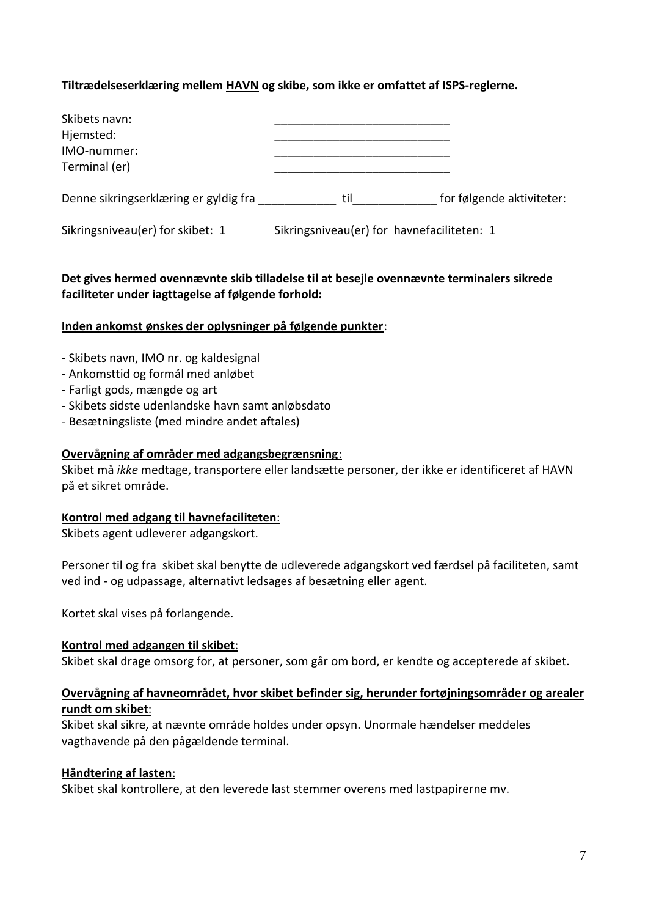**Tiltrædelseserklæring mellem <u>HAVN</u> og skibe, som ikke er omfattet af ISPS-reglerne.**

Skibets navn: ____________________________
Hjemsted: ____________________________
IMO-nummer: ____________________________
Terminal (er) ____________________________

Denne sikringserklæring er gyldig fra ____________ til _____________ for følgende aktiviteter:

Sikringsniveau(er) for skibet: 1 Sikringsniveau(er) for havnefaciliteten: 1

**Det gives hermed ovennævnte skib tilladelse til at besejle ovennævnte terminalers sikrede faciliteter under iagttagelse af følgende forhold:**

**<u>Inden ankomst ønskes der oplysninger på følgende punkter</u>**:

- Skibets navn, IMO nr. og kaldesignal
- Ankomsttid og formål med anløbet
- Farligt gods, mængde og art
- Skibets sidste udenlandske havn samt anløbsdato
- Besætningsliste (med mindre andet aftales)

**<u>Overvågning af områder med adgangsbegrænsning</u>**:
Skibet må *ikke* medtage, transportere eller landsætte personer, der ikke er identificeret af <u>HAVN</u> på et sikret område.

**<u>Kontrol med adgang til havnefaciliteten</u>**:
Skibets agent udleverer adgangskort.

Personer til og fra skibet skal benytte de udleverede adgangskort ved færdsel på faciliteten, samt ved ind - og udpassage, alternativt ledsages af besætning eller agent.

Kortet skal vises på forlangende.

**<u>Kontrol med adgangen til skibet</u>**:
Skibet skal drage omsorg for, at personer, som går om bord, er kendte og accepterede af skibet.

**<u>Overvågning af havneområdet, hvor skibet befinder sig, herunder fortøjningsområder og arealer rundt om skibet</u>**:
Skibet skal sikre, at nævnte område holdes under opsyn. Unormale hændelser meddeles vagthavende på den pågældende terminal.

**<u>Håndtering af lasten</u>**:
Skibet skal kontrollere, at den leverede last stemmer overens med lastpapirerne mv.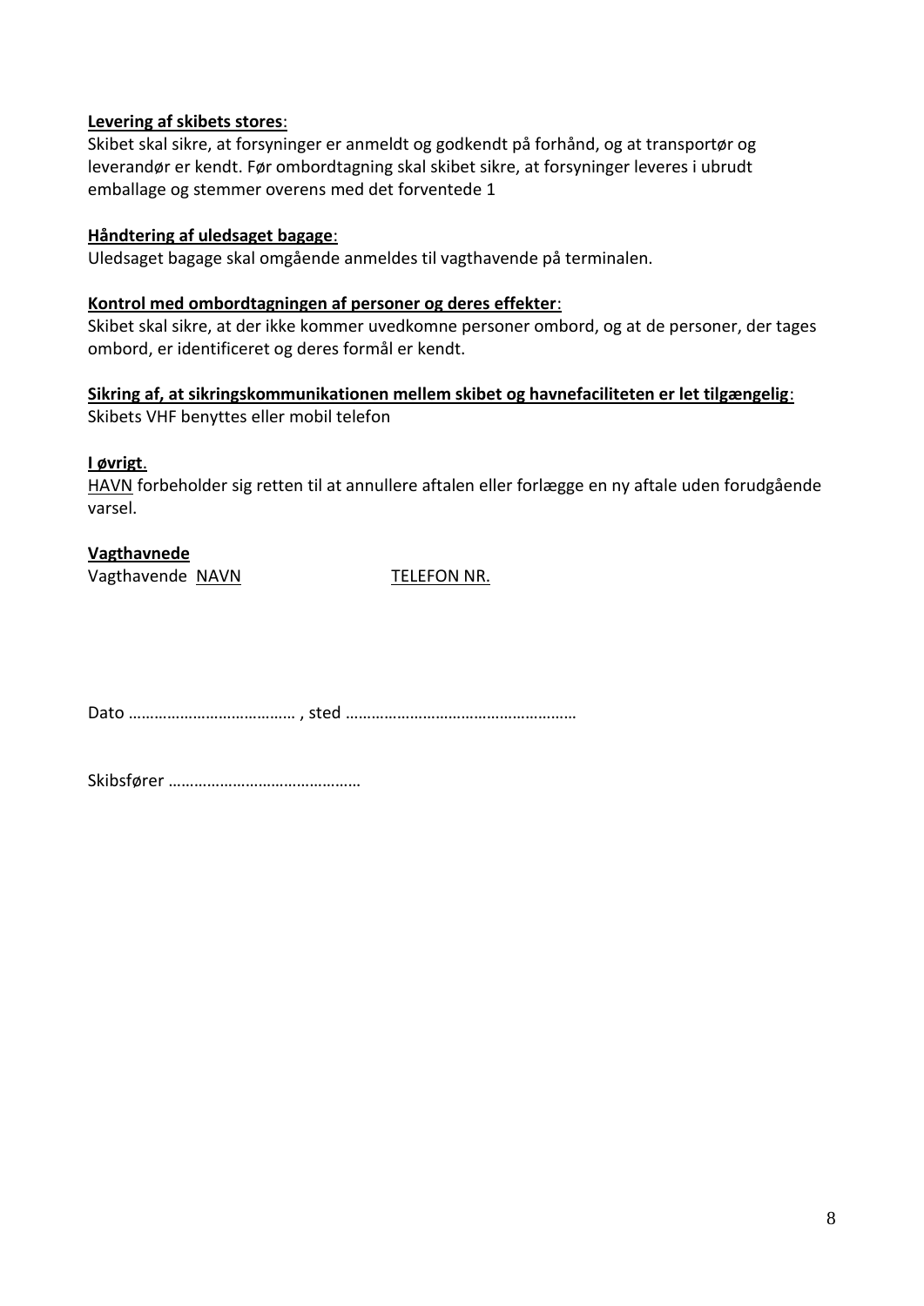**Levering af skibets stores**:
Skibet skal sikre, at forsyninger er anmeldt og godkendt på forhånd, og at transportør og leverandør er kendt. Før ombordtagning skal skibet sikre, at forsyninger leveres i ubrudt emballage og stemmer overens med det forventede 1

**Håndtering af uledsaget bagage**:
Uledsaget bagage skal omgående anmeldes til vagthavende på terminalen.

**Kontrol med ombordtagningen af personer og deres effekter**:
Skibet skal sikre, at der ikke kommer uvedkomne personer ombord, og at de personer, der tages ombord, er identificeret og deres formål er kendt.

**Sikring af, at sikringskommunikationen mellem skibet og havnefaciliteten er let tilgængelig**:
Skibets VHF benyttes eller mobil telefon

**I øvrigt**.
HAVN forbeholder sig retten til at annullere aftalen eller forlægge en ny aftale uden forudgående varsel.

**Vagthavnede**
Vagthavende NAVN TELEFON NR.

Dato ………………………………… , sted ………………………………………………

Skibsfører ……………………………………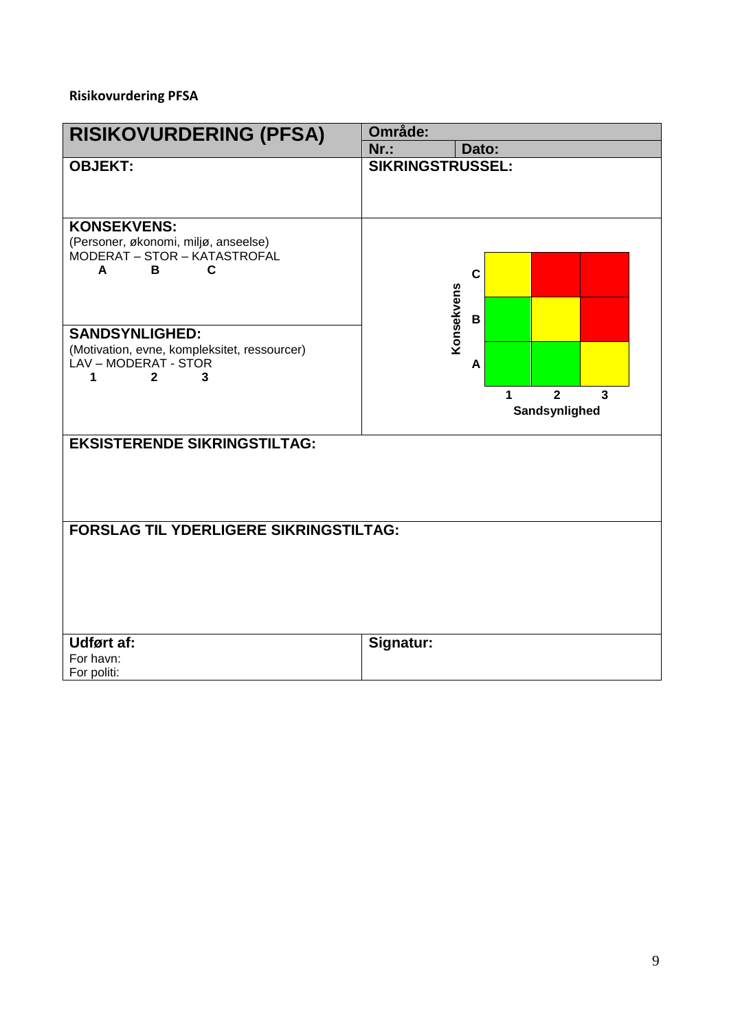**Risikovurdering PFSA**

| **RISIKOVURDERING (PFSA)** | **Område:** | |
|---|---|---|
| | **Nr.:** | **Dato:** |
| **OBJEKT:** | **SIKRINGSTRUSSEL:** | |
| **KONSEKVENS:**<br>(Personer, økonomi, miljø, anseelse)<br>MODERAT – STOR – KATASTROFAL<br>**A B C**<br><br>**SANDSYNLIGHED:**<br>(Motivation, evne, kompleksitet, ressourcer)<br>LAV – MODERAT - STOR<br>**1 2 3** | | |
| **EKSISTERENDE SIKRINGSTILTAG:** | | |
| **FORSLAG TIL YDERLIGERE SIKRINGSTILTAG:** | | |
| **Udført af:**<br>For havn:<br>For politi: | **Signatur:** | |

**Konsekvens / Sandsynlighed**

| Konsekvens | 1 | 2 | 3 |
|---|---|---|---|
| **C** | Gul | Rød | Rød |
| **B** | Grøn | Gul | Rød |
| **A** | Grøn | Grøn | Gul |

**Sandsynlighed**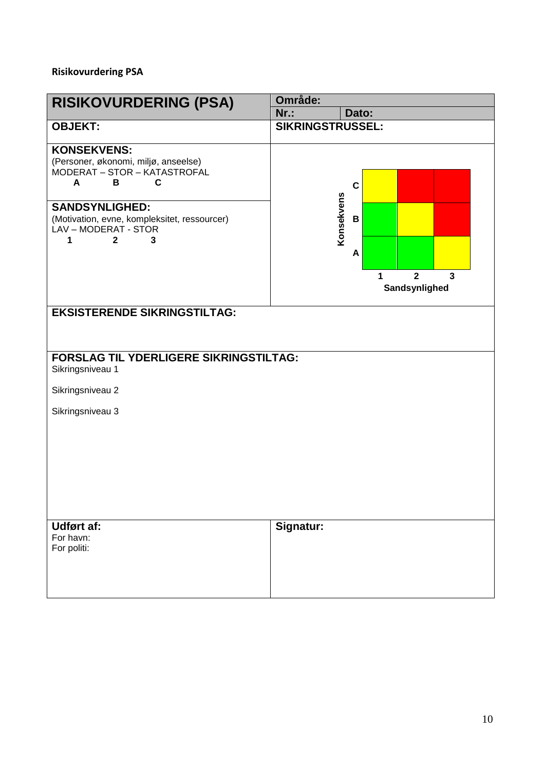**Risikovurdering PSA**

| RISIKOVURDERING (PSA) | Område: | |
|---|---|---|
| | Nr.: | Dato: |
| OBJEKT: | SIKRINGSTRUSSEL: | |
| **KONSEKVENS:** (Personer, økonomi, miljø, anseelse) MODERAT – STOR – KATASTROFAL A B C | | |
| **SANDSYNLIGHED:** (Motivation, evne, kompleksitet, ressourcer) LAV – MODERAT - STOR 1 2 3 | | |

**Risikomatrix**

| Konsekvens | 1 | 2 | 3 |
|---|---|---|---|
| C | Gul | Rød | Rød |
| B | Grøn | Gul | Rød |
| A | Grøn | Grøn | Gul |

Sandsynlighed

**EKSISTERENDE SIKRINGSTILTAG:**

**FORSLAG TIL YDERLIGERE SIKRINGSTILTAG:**

Sikringsniveau 1

Sikringsniveau 2

Sikringsniveau 3

| Udført af: | Signatur: |
|---|---|
| For havn: | |
| For politi: | |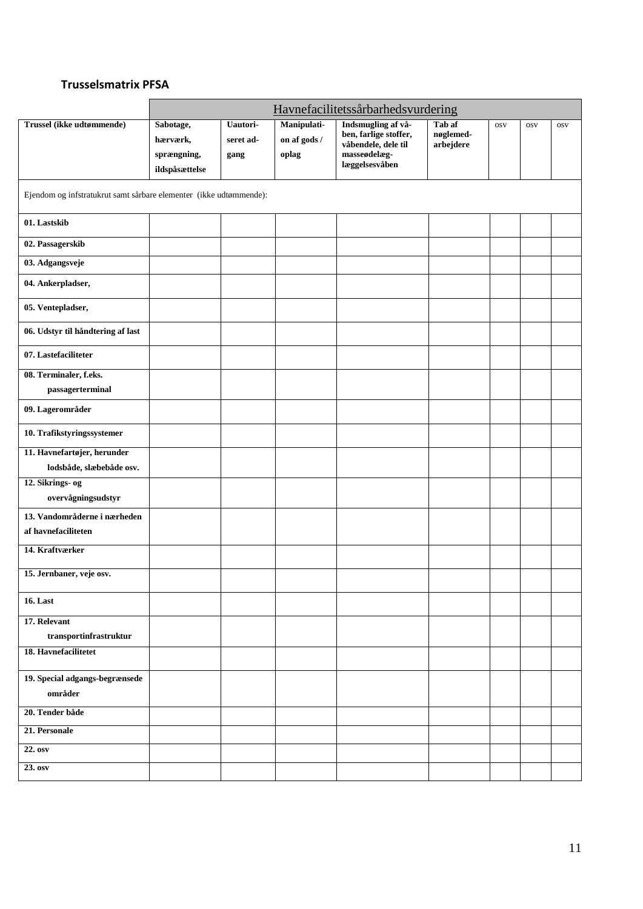**Trusselsmatrix PFSA**

| | Havnefacilitetssårbarhedsvurdering | | | | | | | |
|---|---|---|---|---|---|---|---|---|
| **Trussel (ikke udtømmende)** | **Sabotage, hærværk, sprængning, ildspåsættelse** | **Uautoriseret adgang** | **Manipulation af gods / oplag** | **Indsmugling af våben, farlige stoffer, våbendele, dele til masseødelæggelsesvåben** | **Tab af nøglemedarbejdere** | osv | osv | osv |
| Ejendom og infstratukrut samt sårbare elementer (ikke udtømmende): | | | | | | | | |
| **01. Lastskib** | | | | | | | | |
| **02. Passagerskib** | | | | | | | | |
| **03. Adgangsveje** | | | | | | | | |
| **04. Ankerpladser,** | | | | | | | | |
| **05. Ventepladser,** | | | | | | | | |
| **06. Udstyr til håndtering af last** | | | | | | | | |
| **07. Lastefaciliteter** | | | | | | | | |
| **08. Terminaler, f.eks. passagerterminal** | | | | | | | | |
| **09. Lagerområder** | | | | | | | | |
| **10. Trafikstyringssystemer** | | | | | | | | |
| **11. Havnefartøjer, herunder lodsbåde, slæbebåde osv.** | | | | | | | | |
| **12. Sikrings- og overvågningsudstyr** | | | | | | | | |
| **13. Vandområderne i nærheden af havnefaciliteten** | | | | | | | | |
| **14. Kraftværker** | | | | | | | | |
| **15. Jernbaner, veje osv.** | | | | | | | | |
| **16. Last** | | | | | | | | |
| **17. Relevant transportinfrastruktur** | | | | | | | | |
| **18. Havnefaciliteten** | | | | | | | | |
| **19. Special adgangs-begrænsede områder** | | | | | | | | |
| **20. Tender både** | | | | | | | | |
| **21. Personale** | | | | | | | | |
| **22. osv** | | | | | | | | |
| **23. osv** | | | | | | | | |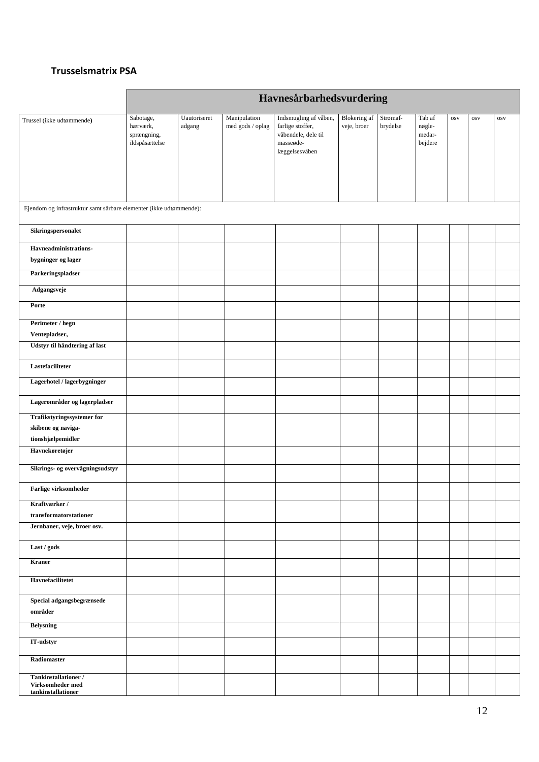**Trusselsmatrix PSA**

| | Havnesårbarhedsvurdering | | | | | | | | | |
|---|---|---|---|---|---|---|---|---|---|---|
| Trussel (ikke udtømmende**)** | Sabotage, hærværk, sprængning, ildspåsættelse | Uautoriseret adgang | Manipulation med gods / oplag | Indsmugling af våben, farlige stoffer, våbendele, dele til masseødelæggelsesvåben | Blokering af veje, broer | Strømafbrydelse | Tab af nøglemedarbejdere | osv | osv | osv |
| Ejendom og infrastruktur samt sårbare elementer (ikke udtømmende): | | | | | | | | | | |
| **Sikringspersonalet** | | | | | | | | | | |
| **Havneadministrationsbygninger og lager** | | | | | | | | | | |
| **Parkeringspladser** | | | | | | | | | | |
| **Adgangsveje** | | | | | | | | | | |
| **Porte** | | | | | | | | | | |
| **Perimeter / hegn Ventepladser,** | | | | | | | | | | |
| **Udstyr til håndtering af last** | | | | | | | | | | |
| **Lastefaciliteter** | | | | | | | | | | |
| **Lagerhotel / lagerbygninger** | | | | | | | | | | |
| **Lagerområder og lagerpladser** | | | | | | | | | | |
| **Trafikstyringssystemer for skibene og navigationshjælpemidler** | | | | | | | | | | |
| **Havnekøretøjer** | | | | | | | | | | |
| **Sikrings- og overvågningsudstyr** | | | | | | | | | | |
| **Farlige virksomheder** | | | | | | | | | | |
| **Kraftværker / transformatorstationer** | | | | | | | | | | |
| **Jernbaner, veje, broer osv.** | | | | | | | | | | |
| **Last / gods** | | | | | | | | | | |
| **Kraner** | | | | | | | | | | |
| **Havnefacilitetet** | | | | | | | | | | |
| **Special adgangsbegrænsede områder** | | | | | | | | | | |
| **Belysning** | | | | | | | | | | |
| **IT-udstyr** | | | | | | | | | | |
| **Radiomaster** | | | | | | | | | | |
| **Tankinstallationer / Virksomheder med tankinstallationer** | | | | | | | | | | |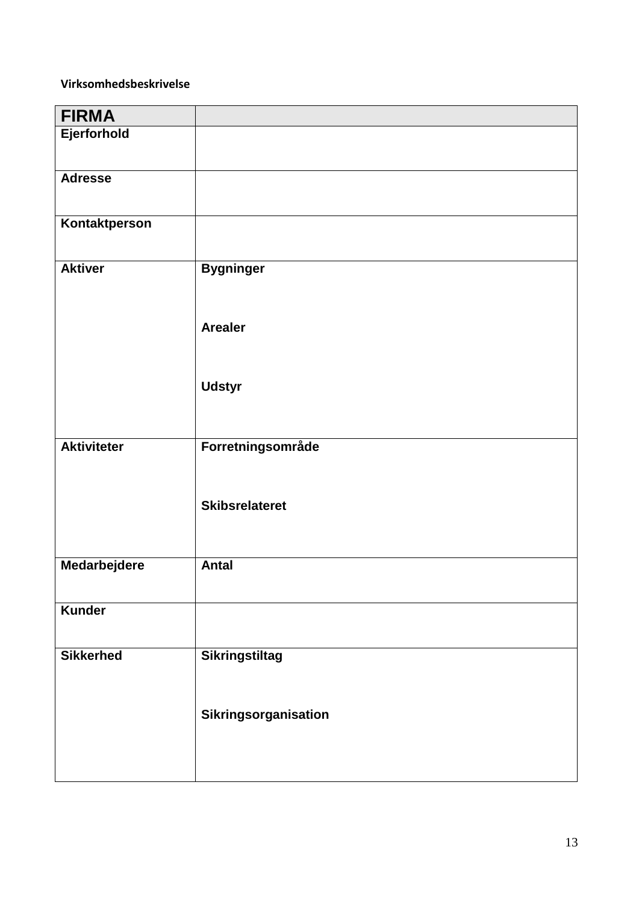**Virksomhedsbeskrivelse**

| **FIRMA** | |
|---|---|
| **Ejerforhold** | |
| **Adresse** | |
| **Kontaktperson** | |
| **Aktiver** | **Bygninger**<br><br>**Arealer**<br><br>**Udstyr** |
| **Aktiviteter** | **Forretningsområde**<br><br>**Skibsrelateret** |
| **Medarbejdere** | **Antal** |
| **Kunder** | |
| **Sikkerhed** | **Sikringstiltag**<br><br>**Sikringsorganisation** |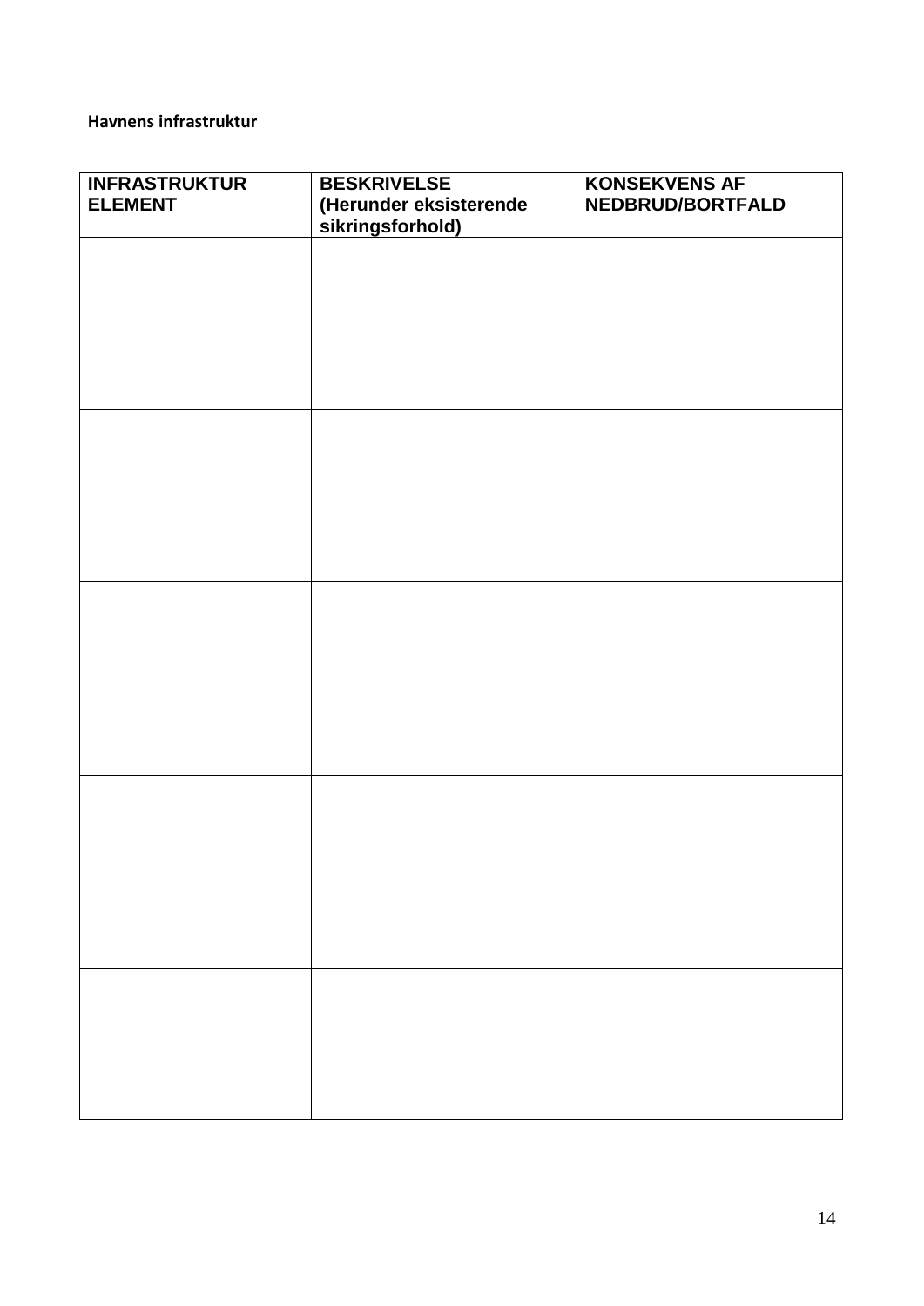**Havnens infrastruktur**

| INFRASTRUKTUR ELEMENT | BESKRIVELSE (Herunder eksisterende sikringsforhold) | KONSEKVENS AF NEDBRUD/BORTFALD |
| --- | --- | --- |
| | | |
| | | |
| | | |
| | | |
| | | |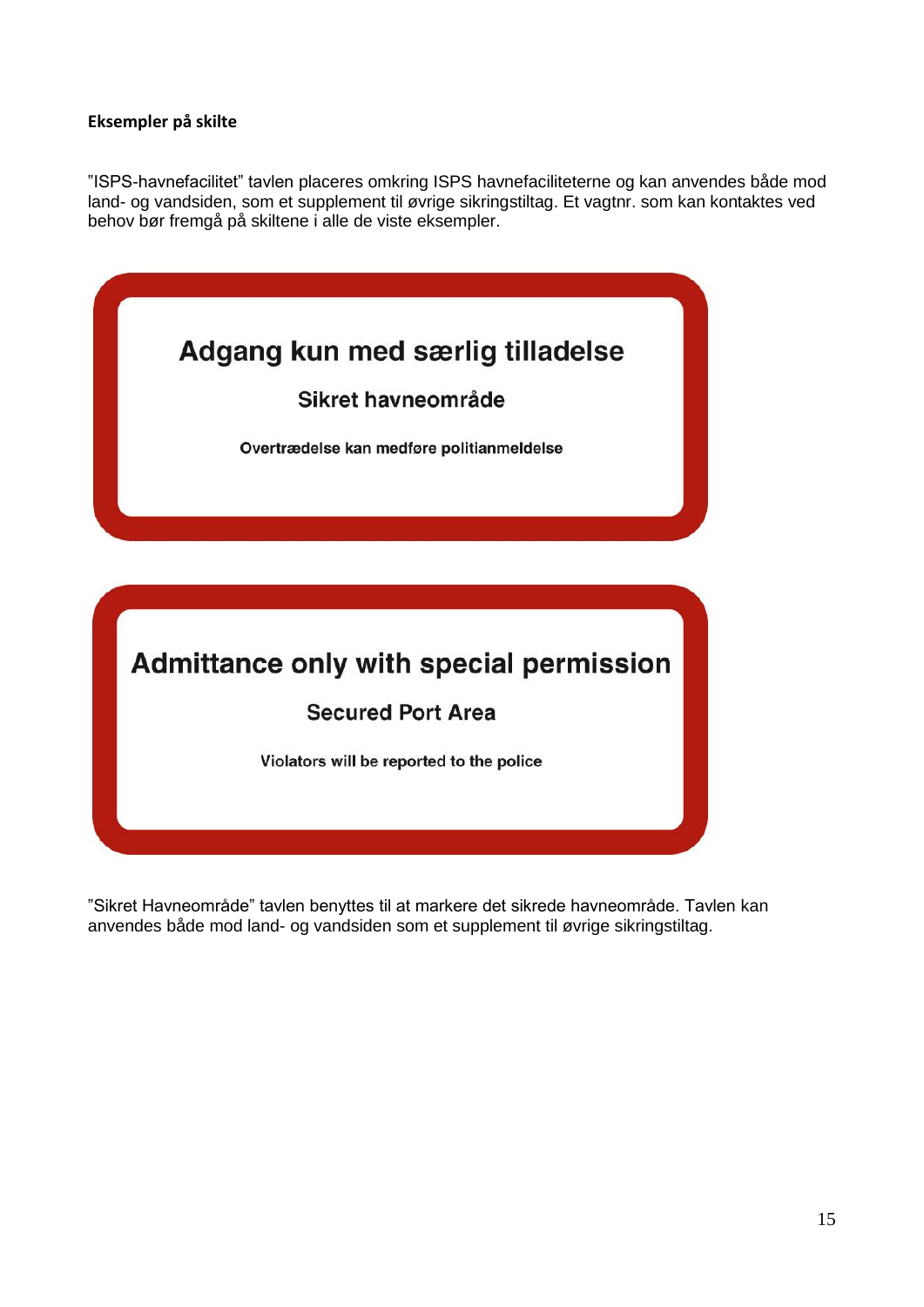**Eksempler på skilte**

”ISPS-havnefacilitet” tavlen placeres omkring ISPS havnefaciliteterne og kan anvendes både mod land- og vandsiden, som et supplement til øvrige sikringstiltag. Et vagtnr. som kan kontaktes ved behov bør fremgå på skiltene i alle de viste eksempler.

**Adgang kun med særlig tilladelse**

**Sikret havneområde**

**Overtrædelse kan medføre politianmeldelse**

**Admittance only with special permission**

**Secured Port Area**

Violators will be reported to the police

”Sikret Havneområde” tavlen benyttes til at markere det sikrede havneområde. Tavlen kan anvendes både mod land- og vandsiden som et supplement til øvrige sikringstiltag.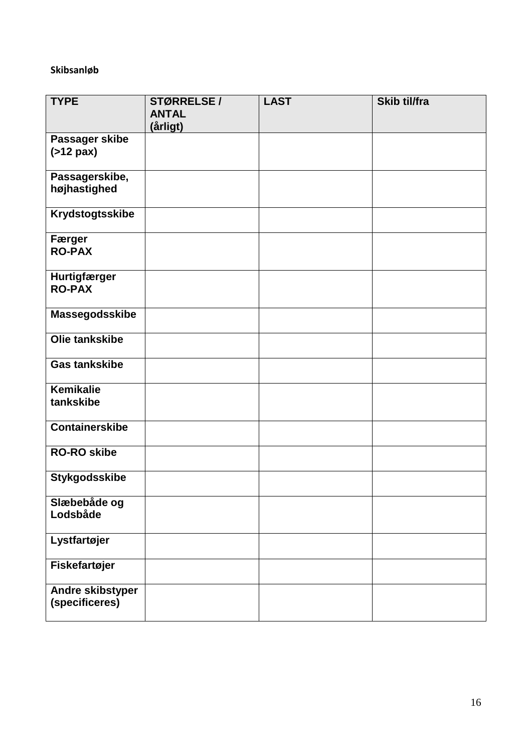**Skibsanløb**

| TYPE | STØRRELSE / ANTAL (årligt) | LAST | Skib til/fra |
|---|---|---|---|
| **Passager skibe (>12 pax)** | | | |
| **Passagerskibe, højhastighed** | | | |
| **Krydstogtsskibe** | | | |
| **Færger RO-PAX** | | | |
| **Hurtigfærger RO-PAX** | | | |
| **Massegodsskibe** | | | |
| **Olie tankskibe** | | | |
| **Gas tankskibe** | | | |
| **Kemikalie tankskibe** | | | |
| **Containerskibe** | | | |
| **RO-RO skibe** | | | |
| **Stykgodsskibe** | | | |
| **Slæbebåde og Lodsbåde** | | | |
| **Lystfartøjer** | | | |
| **Fiskefartøjer** | | | |
| **Andre skibstyper (specificeres)** | | | |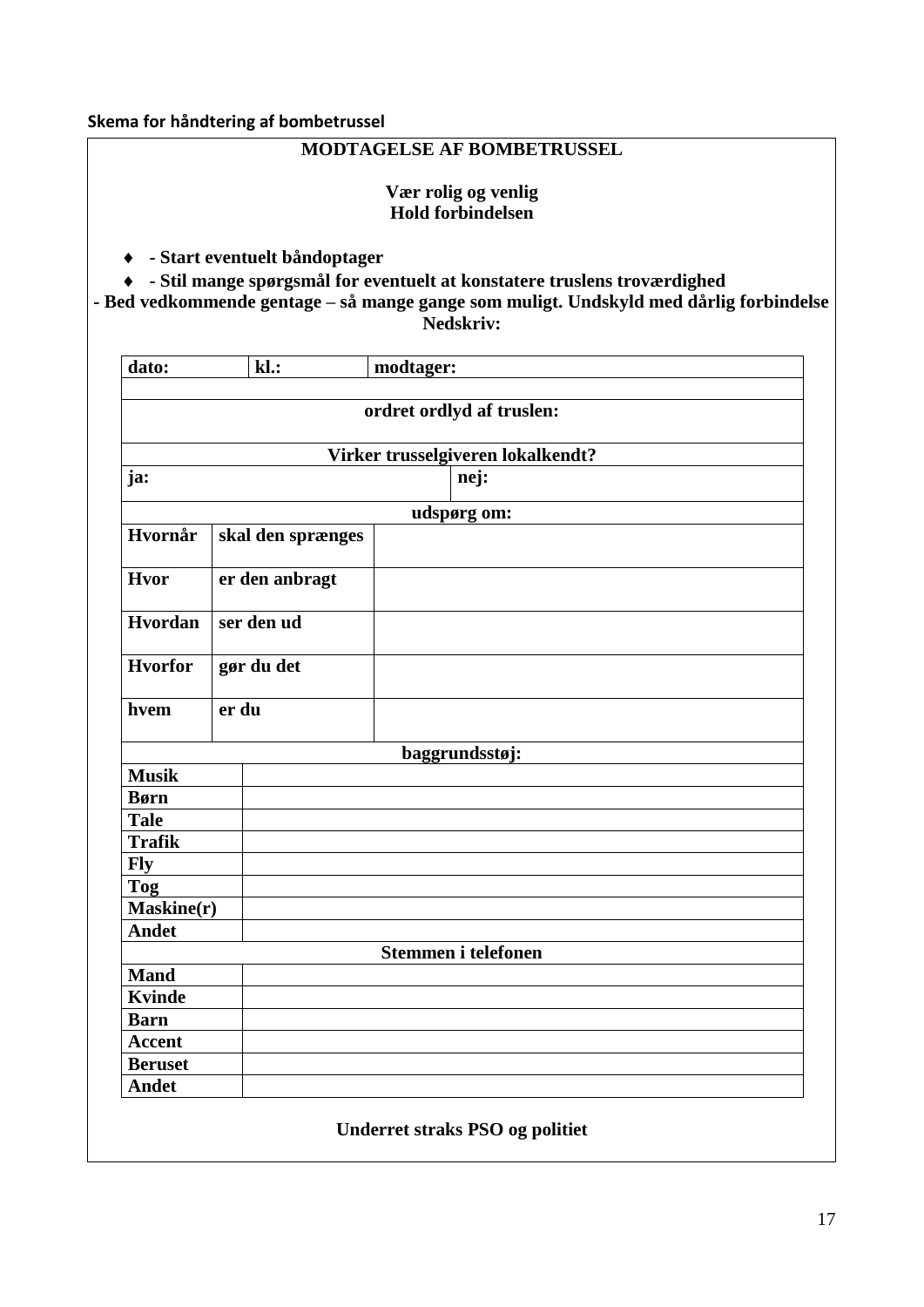**Skema for håndtering af bombetrussel**

## MODTAGELSE AF BOMBETRUSSEL

**Vær rolig og venlig**
**Hold forbindelsen**

- **- Start eventuelt båndoptager**
- **- Stil mange spørgsmål for eventuelt at konstatere truslens troværdighed**

**- Bed vedkommende gentage – så mange gange som muligt. Undskyld med dårlig forbindelse**

**Nedskriv:**

| dato: | kl.: | modtager: | |
|---|---|---|---|
| | | | |
| **ordret ordlyd af truslen:** | | | |
| **Virker trusselgiveren lokalkendt?** | | | |
| **ja:** | | **nej:** | |
| **udspørg om:** | | | |
| **Hvornår** | **skal den sprænges** | | |
| **Hvor** | **er den anbragt** | | |
| **Hvordan** | **ser den ud** | | |
| **Hvorfor** | **gør du det** | | |
| **hvem** | **er du** | | |

| **baggrundsstøj:** | |
|---|---|
| **Musik** | |
| **Børn** | |
| **Tale** | |
| **Trafik** | |
| **Fly** | |
| **Tog** | |
| **Maskine(r)** | |
| **Andet** | |
| **Stemmen i telefonen** | |
| **Mand** | |
| **Kvinde** | |
| **Barn** | |
| **Accent** | |
| **Beruset** | |
| **Andet** | |

**Underret straks PSO og politiet**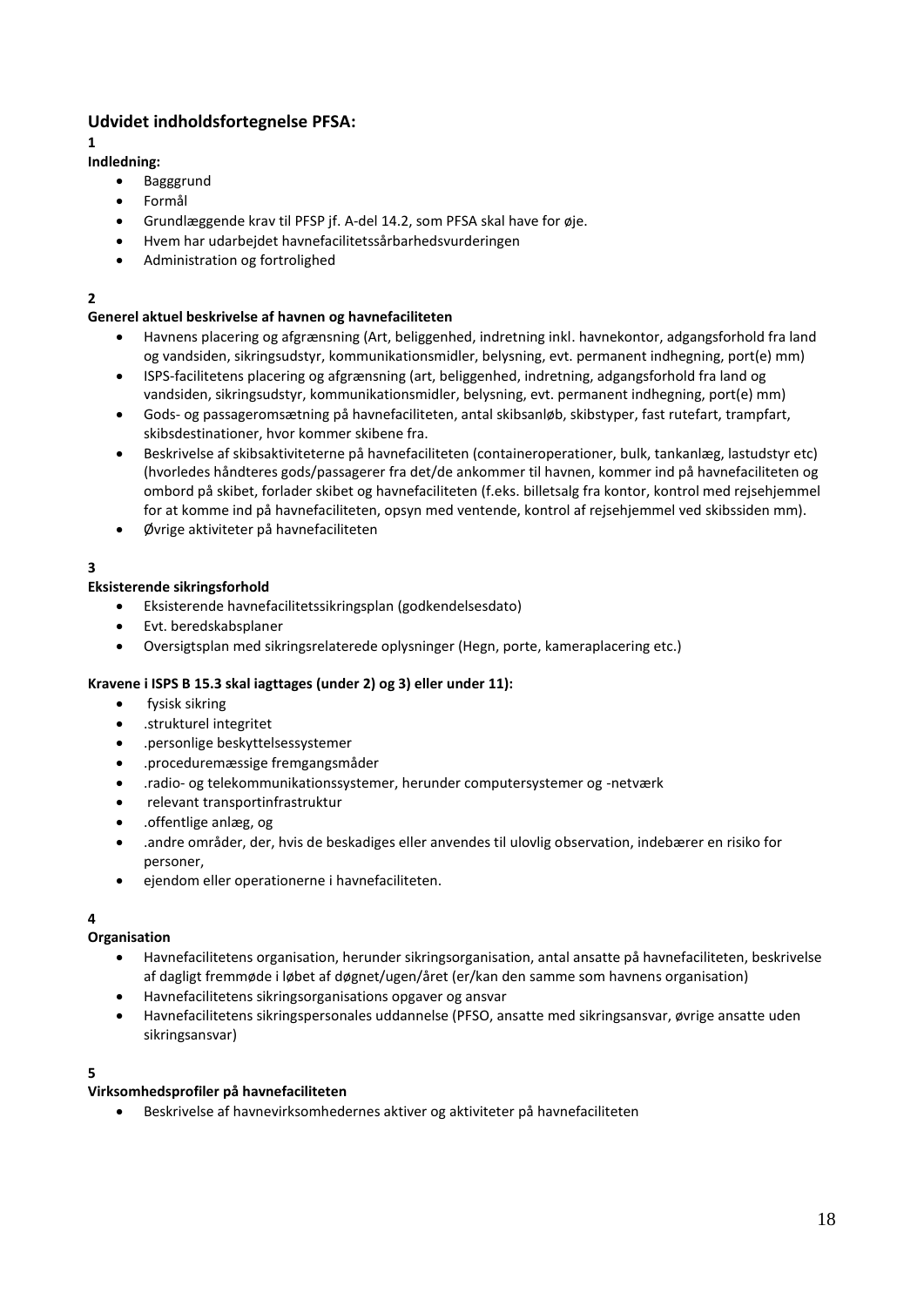## Udvidet indholdsfortegnelse PFSA:

**1**

**Indledning:**

- Bagggrund
- Formål
- Grundlæggende krav til PFSP jf. A-del 14.2, som PFSA skal have for øje.
- Hvem har udarbejdet havnefacilitetssårbarhedsvurderingen
- Administration og fortrolighed

**2**

**Generel aktuel beskrivelse af havnen og havnefaciliteten**

- Havnens placering og afgrænsning (Art, beliggenhed, indretning inkl. havnekontor, adgangsforhold fra land og vandsiden, sikringsudstyr, kommunikationsmidler, belysning, evt. permanent indhegning, port(e) mm)
- ISPS-facilitetens placering og afgrænsning (art, beliggenhed, indretning, adgangsforhold fra land og vandsiden, sikringsudstyr, kommunikationsmidler, belysning, evt. permanent indhegning, port(e) mm)
- Gods- og passageromsætning på havnefaciliteten, antal skibsanløb, skibstyper, fast rutefart, trampfart, skibsdestinationer, hvor kommer skibene fra.
- Beskrivelse af skibsaktiviteterne på havnefaciliteten (containeroperationer, bulk, tankanlæg, lastudstyr etc) (hvorledes håndteres gods/passagerer fra det/de ankommer til havnen, kommer ind på havnefaciliteten og ombord på skibet, forlader skibet og havnefaciliteten (f.eks. billetsalg fra kontor, kontrol med rejsehjemmel for at komme ind på havnefaciliteten, opsyn med ventende, kontrol af rejsehjemmel ved skibssiden mm).
- Øvrige aktiviteter på havnefaciliteten

**3**

**Eksisterende sikringsforhold**

- Eksisterende havnefacilitetssikringsplan (godkendelsesdato)
- Evt. beredskabsplaner
- Oversigtsplan med sikringsrelaterede oplysninger (Hegn, porte, kameraplacering etc.)

**Kravene i ISPS B 15.3 skal iagttages (under 2) og 3) eller under 11):**

- fysisk sikring
- .strukturel integritet
- .personlige beskyttelsessystemer
- .proceduremæssige fremgangsmåder
- .radio- og telekommunikationssystemer, herunder computersystemer og -netværk
- relevant transportinfrastruktur
- .offentlige anlæg, og
- .andre områder, der, hvis de beskadiges eller anvendes til ulovlig observation, indebærer en risiko for personer,
- ejendom eller operationerne i havnefaciliteten.

**4**

**Organisation**

- Havnefacilitetens organisation, herunder sikringsorganisation, antal ansatte på havnefaciliteten, beskrivelse af dagligt fremmøde i løbet af døgnet/ugen/året (er/kan den samme som havnens organisation)
- Havnefacilitetens sikringsorganisations opgaver og ansvar
- Havnefacilitetens sikringspersonales uddannelse (PFSO, ansatte med sikringsansvar, øvrige ansatte uden sikringsansvar)

**5**

**Virksomhedsprofiler på havnefaciliteten**

- Beskrivelse af havnevirksomhedernes aktiver og aktiviteter på havnefaciliteten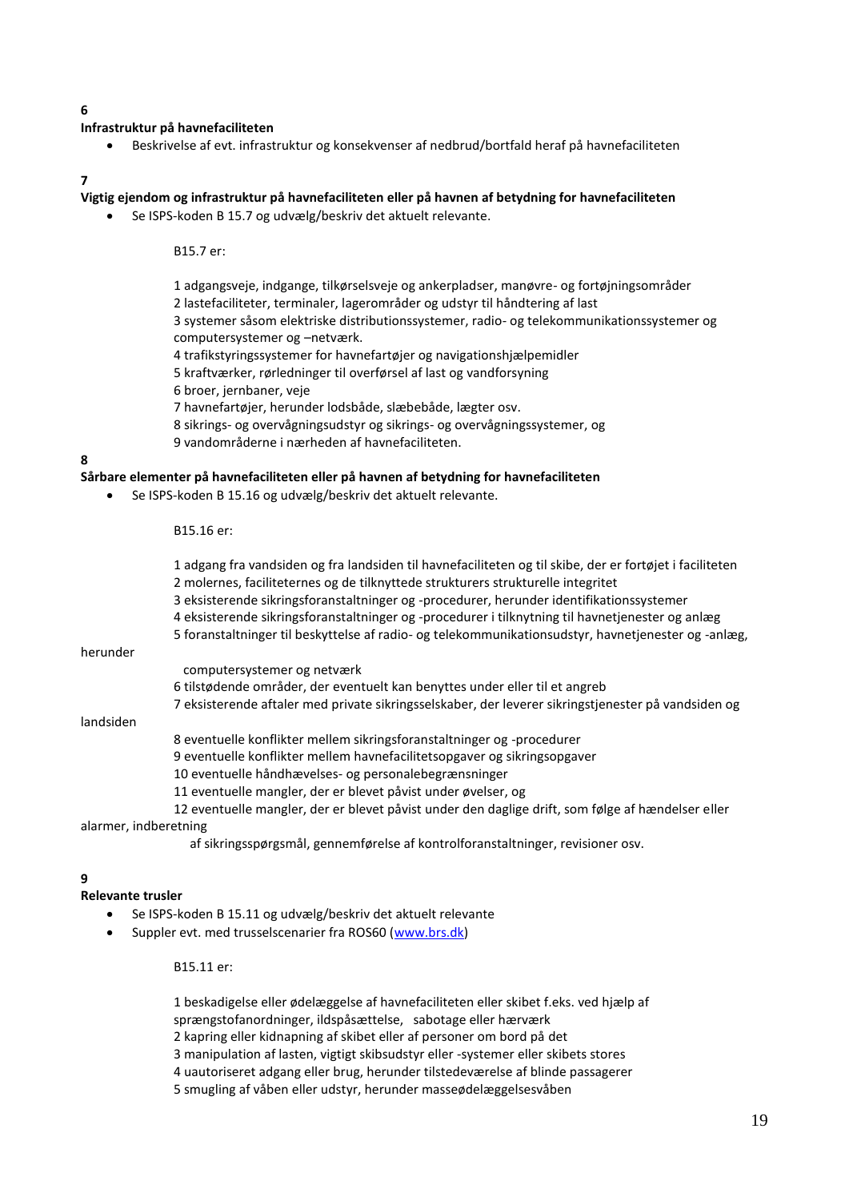**6**

**Infrastruktur på havnefaciliteten**

- Beskrivelse af evt. infrastruktur og konsekvenser af nedbrud/bortfald heraf på havnefaciliteten

**7**

**Vigtig ejendom og infrastruktur på havnefaciliteten eller på havnen af betydning for havnefaciliteten**

- Se ISPS-koden B 15.7 og udvælg/beskriv det aktuelt relevante.

B15.7 er:

1 adgangsveje, indgange, tilkørselsveje og ankerpladser, manøvre- og fortøjningsområder
2 lastefaciliteter, terminaler, lagerområder og udstyr til håndtering af last
3 systemer såsom elektriske distributionssystemer, radio- og telekommunikationssystemer og computersystemer og –netværk.
4 trafikstyringssystemer for havnefartøjer og navigationshjælpemidler
5 kraftværker, rørledninger til overførsel af last og vandforsyning
6 broer, jernbaner, veje
7 havnefartøjer, herunder lodsbåde, slæbebåde, lægter osv.
8 sikrings- og overvågningsudstyr og sikrings- og overvågningssystemer, og
9 vandområderne i nærheden af havnefaciliteten.

**8**

**Sårbare elementer på havnefaciliteten eller på havnen af betydning for havnefaciliteten**

- Se ISPS-koden B 15.16 og udvælg/beskriv det aktuelt relevante.

B15.16 er:

1 adgang fra vandsiden og fra landsiden til havnefaciliteten og til skibe, der er fortøjet i faciliteten
2 molernes, faciliteternes og de tilknyttede strukturers strukturelle integritet
3 eksisterende sikringsforanstaltninger og -procedurer, herunder identifikationssystemer
4 eksisterende sikringsforanstaltninger og -procedurer i tilknytning til havnetjenester og anlæg
5 foranstaltninger til beskyttelse af radio- og telekommunikationsudstyr, havnetjenester og -anlæg, herunder computersystemer og netværk
6 tilstødende områder, der eventuelt kan benyttes under eller til et angreb
7 eksisterende aftaler med private sikringsselskaber, der leverer sikringstjenester på vandsiden og landsiden
8 eventuelle konflikter mellem sikringsforanstaltninger og -procedurer
9 eventuelle konflikter mellem havnefacilitetsopgaver og sikringsopgaver
10 eventuelle håndhævelses- og personalebegrænsninger
11 eventuelle mangler, der er blevet påvist under øvelser, og
12 eventuelle mangler, der er blevet påvist under den daglige drift, som følge af hændelser eller alarmer, indberetning af sikringsspørgsmål, gennemførelse af kontrolforanstaltninger, revisioner osv.

**9**

**Relevante trusler**

- Se ISPS-koden B 15.11 og udvælg/beskriv det aktuelt relevante
- Suppler evt. med trusselscenarier fra ROS60 ([www.brs.dk](www.brs.dk))

B15.11 er:

1 beskadigelse eller ødelæggelse af havnefaciliteten eller skibet f.eks. ved hjælp af sprængstofanordninger, ildspåsættelse, sabotage eller hærværk
2 kapring eller kidnapning af skibet eller af personer om bord på det
3 manipulation af lasten, vigtigt skibsudstyr eller -systemer eller skibets stores
4 uautoriseret adgang eller brug, herunder tilstedeværelse af blinde passagerer
5 smugling af våben eller udstyr, herunder masseødelæggelsesvåben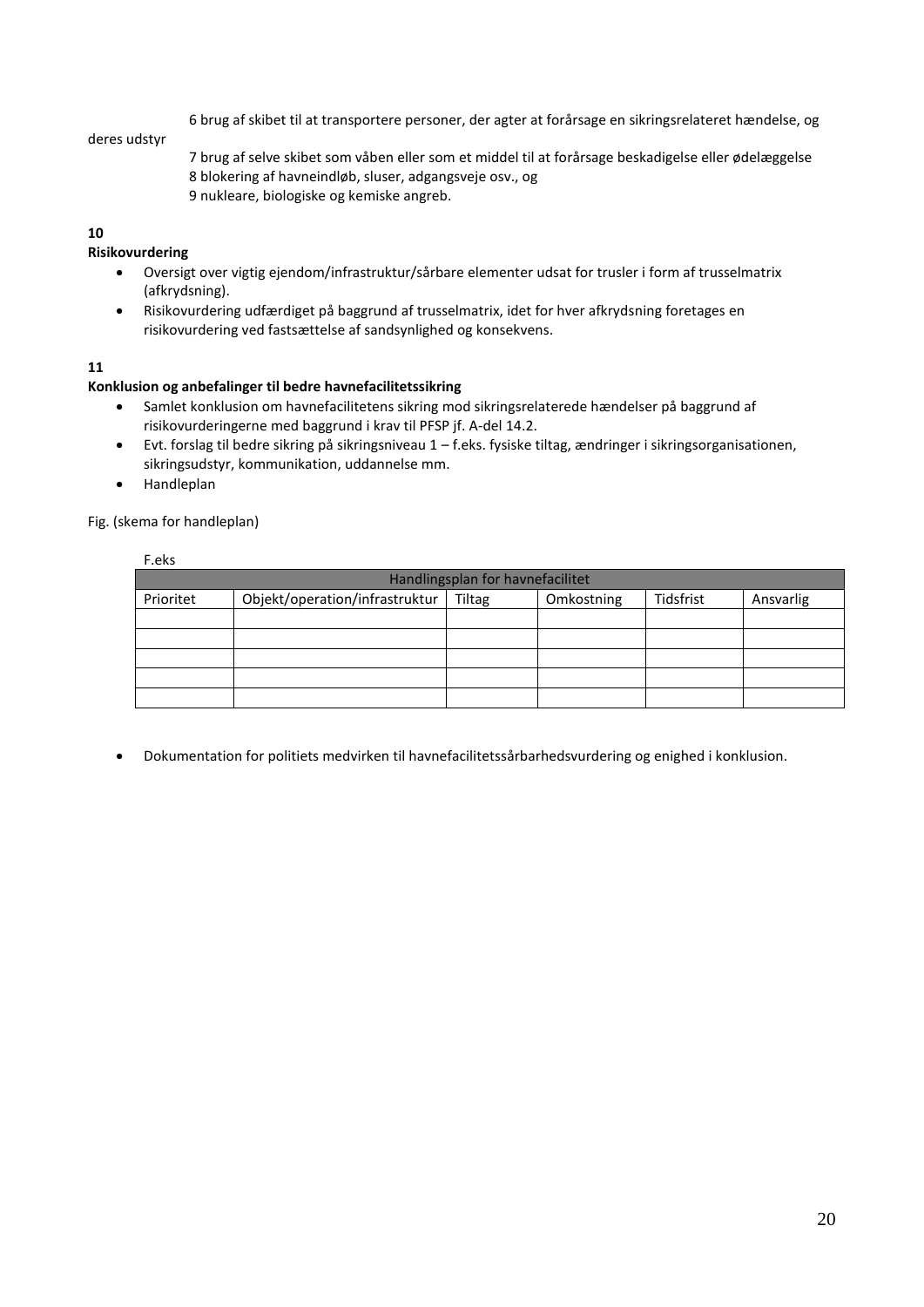6 brug af skibet til at transportere personer, der agter at forårsage en sikringsrelateret hændelse, og deres udstyr

7 brug af selve skibet som våben eller som et middel til at forårsage beskadigelse eller ødelæggelse

8 blokering af havneindløb, sluser, adgangsveje osv., og

9 nukleare, biologiske og kemiske angreb.

**10**

**Risikovurdering**

- Oversigt over vigtig ejendom/infrastruktur/sårbare elementer udsat for trusler i form af trusselmatrix (afkrydsning).
- Risikovurdering udfærdiget på baggrund af trusselmatrix, idet for hver afkrydsning foretages en risikovurdering ved fastsættelse af sandsynlighed og konsekvens.

**11**

**Konklusion og anbefalinger til bedre havnefacilitetssikring**

- Samlet konklusion om havnefacilitetens sikring mod sikringsrelaterede hændelser på baggrund af risikovurderingerne med baggrund i krav til PFSP jf. A-del 14.2.
- Evt. forslag til bedre sikring på sikringsniveau 1 – f.eks. fysiske tiltag, ændringer i sikringsorganisationen, sikringsudstyr, kommunikation, uddannelse mm.
- Handleplan

Fig. (skema for handleplan)

F.eks

| Handlingsplan for havnefacilitet | | | | | |
|---|---|---|---|---|---|
| Prioritet | Objekt/operation/infrastruktur | Tiltag | Omkostning | Tidsfrist | Ansvarlig |
| | | | | | |
| | | | | | |
| | | | | | |
| | | | | | |
| | | | | | |

- Dokumentation for politiets medvirken til havnefacilitetssårbarhedsvurdering og enighed i konklusion.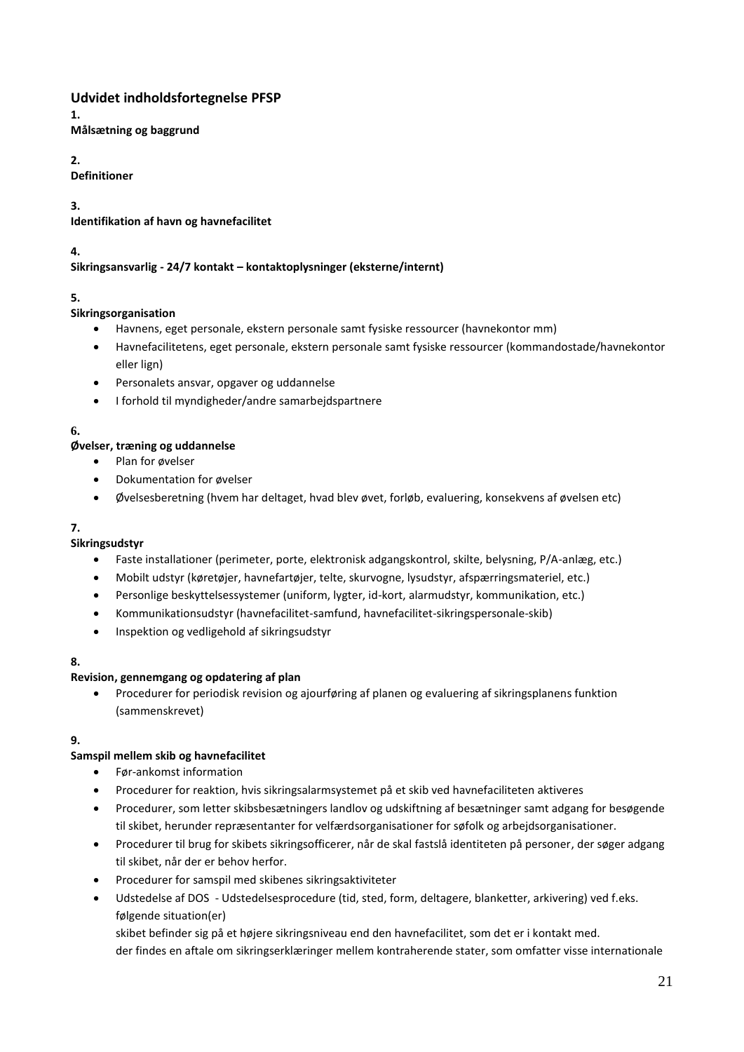## Udvidet indholdsfortegnelse PFSP

**1.**
**Målsætning og baggrund**

**2.**
**Definitioner**

**3.**
**Identifikation af havn og havnefacilitet**

**4.**
**Sikringsansvarlig - 24/7 kontakt – kontaktoplysninger (eksterne/internt)**

**5.**
**Sikringsorganisation**

- Havnens, eget personale, ekstern personale samt fysiske ressourcer (havnekontor mm)
- Havnefacilitetens, eget personale, ekstern personale samt fysiske ressourcer (kommandostade/havnekontor eller lign)
- Personalets ansvar, opgaver og uddannelse
- I forhold til myndigheder/andre samarbejdspartnere

**6.**
**Øvelser, træning og uddannelse**

- Plan for øvelser
- Dokumentation for øvelser
- Øvelsesberetning (hvem har deltaget, hvad blev øvet, forløb, evaluering, konsekvens af øvelsen etc)

**7.**
**Sikringsudstyr**

- Faste installationer (perimeter, porte, elektronisk adgangskontrol, skilte, belysning, P/A-anlæg, etc.)
- Mobilt udstyr (køretøjer, havnefartøjer, telte, skurvogne, lysudstyr, afspærringsmateriel, etc.)
- Personlige beskyttelsessystemer (uniform, lygter, id-kort, alarmudstyr, kommunikation, etc.)
- Kommunikationsudstyr (havnefacilitet-samfund, havnefacilitet-sikringspersonale-skib)
- Inspektion og vedligehold af sikringsudstyr

**8.**
**Revision, gennemgang og opdatering af plan**

- Procedurer for periodisk revision og ajourføring af planen og evaluering af sikringsplanens funktion (sammenskrevet)

**9.**
**Samspil mellem skib og havnefacilitet**

- Før-ankomst information
- Procedurer for reaktion, hvis sikringsalarmsystemet på et skib ved havnefaciliteten aktiveres
- Procedurer, som letter skibsbesætningers landlov og udskiftning af besætninger samt adgang for besøgende til skibet, herunder repræsentanter for velfærdsorganisationer for søfolk og arbejdsorganisationer.
- Procedurer til brug for skibets sikringsofficerer, når de skal fastslå identiteten på personer, der søger adgang til skibet, når der er behov herfor.
- Procedurer for samspil med skibenes sikringsaktiviteter
- Udstedelse af DOS - Udstedelsesprocedure (tid, sted, form, deltagere, blanketter, arkivering) ved f.eks. følgende situation(er)
  skibet befinder sig på et højere sikringsniveau end den havnefacilitet, som det er i kontakt med.
  der findes en aftale om sikringserklæringer mellem kontraherende stater, som omfatter visse internationale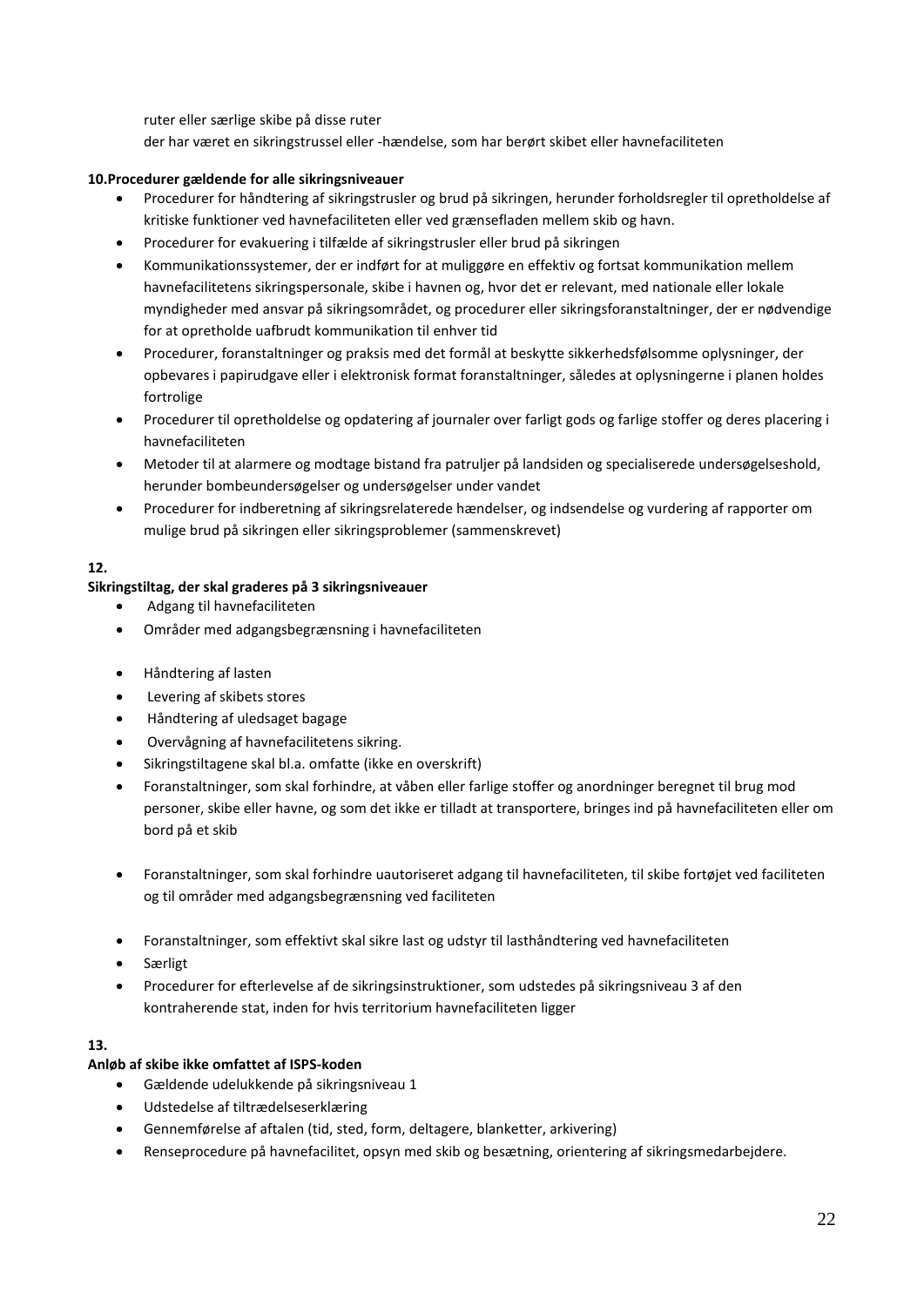ruter eller særlige skibe på disse ruter

der har været en sikringstrussel eller -hændelse, som har berørt skibet eller havnefaciliteten

**10.Procedurer gældende for alle sikringsniveauer**

- Procedurer for håndtering af sikringstrusler og brud på sikringen, herunder forholdsregler til opretholdelse af kritiske funktioner ved havnefaciliteten eller ved grænsefladen mellem skib og havn.
- Procedurer for evakuering i tilfælde af sikringstrusler eller brud på sikringen
- Kommunikationssystemer, der er indført for at muliggøre en effektiv og fortsat kommunikation mellem havnefacilitetens sikringspersonale, skibe i havnen og, hvor det er relevant, med nationale eller lokale myndigheder med ansvar på sikringsområdet, og procedurer eller sikringsforanstaltninger, der er nødvendige for at opretholde uafbrudt kommunikation til enhver tid
- Procedurer, foranstaltninger og praksis med det formål at beskytte sikkerhedsfølsomme oplysninger, der opbevares i papirudgave eller i elektronisk format foranstaltninger, således at oplysningerne i planen holdes fortrolige
- Procedurer til opretholdelse og opdatering af journaler over farligt gods og farlige stoffer og deres placering i havnefaciliteten
- Metoder til at alarmere og modtage bistand fra patruljer på landsiden og specialiserede undersøgelseshold, herunder bombeundersøgelser og undersøgelser under vandet
- Procedurer for indberetning af sikringsrelaterede hændelser, og indsendelse og vurdering af rapporter om mulige brud på sikringen eller sikringsproblemer (sammenskrevet)

**12.**

**Sikringstiltag, der skal graderes på 3 sikringsniveauer**

- Adgang til havnefaciliteten
- Områder med adgangsbegrænsning i havnefaciliteten
- Håndtering af lasten
- Levering af skibets stores
- Håndtering af uledsaget bagage
- Overvågning af havnefacilitetens sikring.
- Sikringstiltagene skal bl.a. omfatte (ikke en overskrift)
- Foranstaltninger, som skal forhindre, at våben eller farlige stoffer og anordninger beregnet til brug mod personer, skibe eller havne, og som det ikke er tilladt at transportere, bringes ind på havnefaciliteten eller om bord på et skib
- Foranstaltninger, som skal forhindre uautoriseret adgang til havnefaciliteten, til skibe fortøjet ved faciliteten og til områder med adgangsbegrænsning ved faciliteten
- Foranstaltninger, som effektivt skal sikre last og udstyr til lasthåndtering ved havnefaciliteten
- Særligt
- Procedurer for efterlevelse af de sikringsinstruktioner, som udstedes på sikringsniveau 3 af den kontraherende stat, inden for hvis territorium havnefaciliteten ligger

**13.**

**Anløb af skibe ikke omfattet af ISPS-koden**

- Gældende udelukkende på sikringsniveau 1
- Udstedelse af tiltrædelseserklæring
- Gennemførelse af aftalen (tid, sted, form, deltagere, blanketter, arkivering)
- Renseprocedure på havnefacilitet, opsyn med skib og besætning, orientering af sikringsmedarbejdere.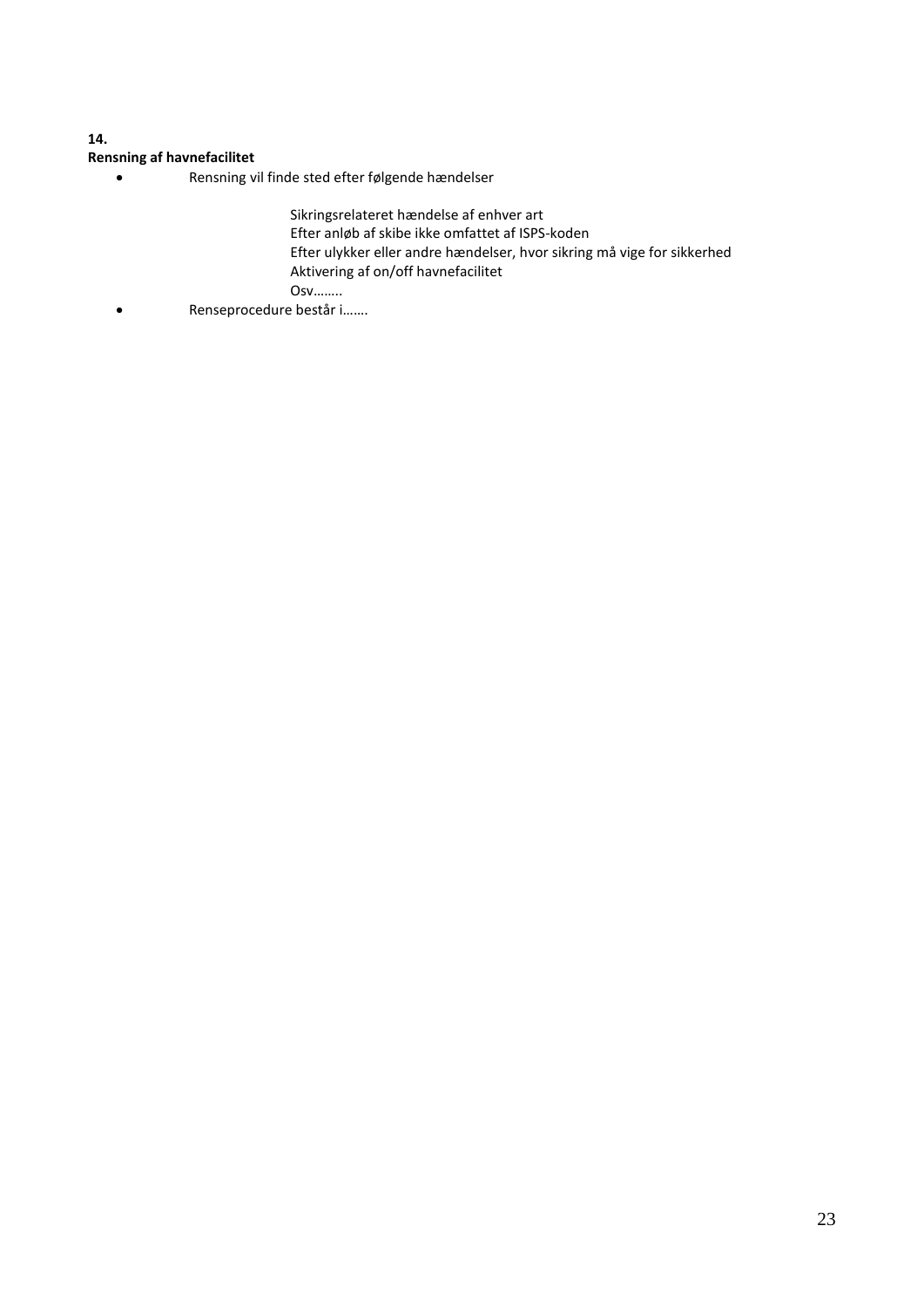**14.**

**Rensning af havnefacilitet**

- Rensning vil finde sted efter følgende hændelser

  Sikringsrelateret hændelse af enhver art
  Efter anløb af skibe ikke omfattet af ISPS-koden
  Efter ulykker eller andre hændelser, hvor sikring må vige for sikkerhed
  Aktivering af on/off havnefacilitet
  Osv……..

- Renseprocedure består i…….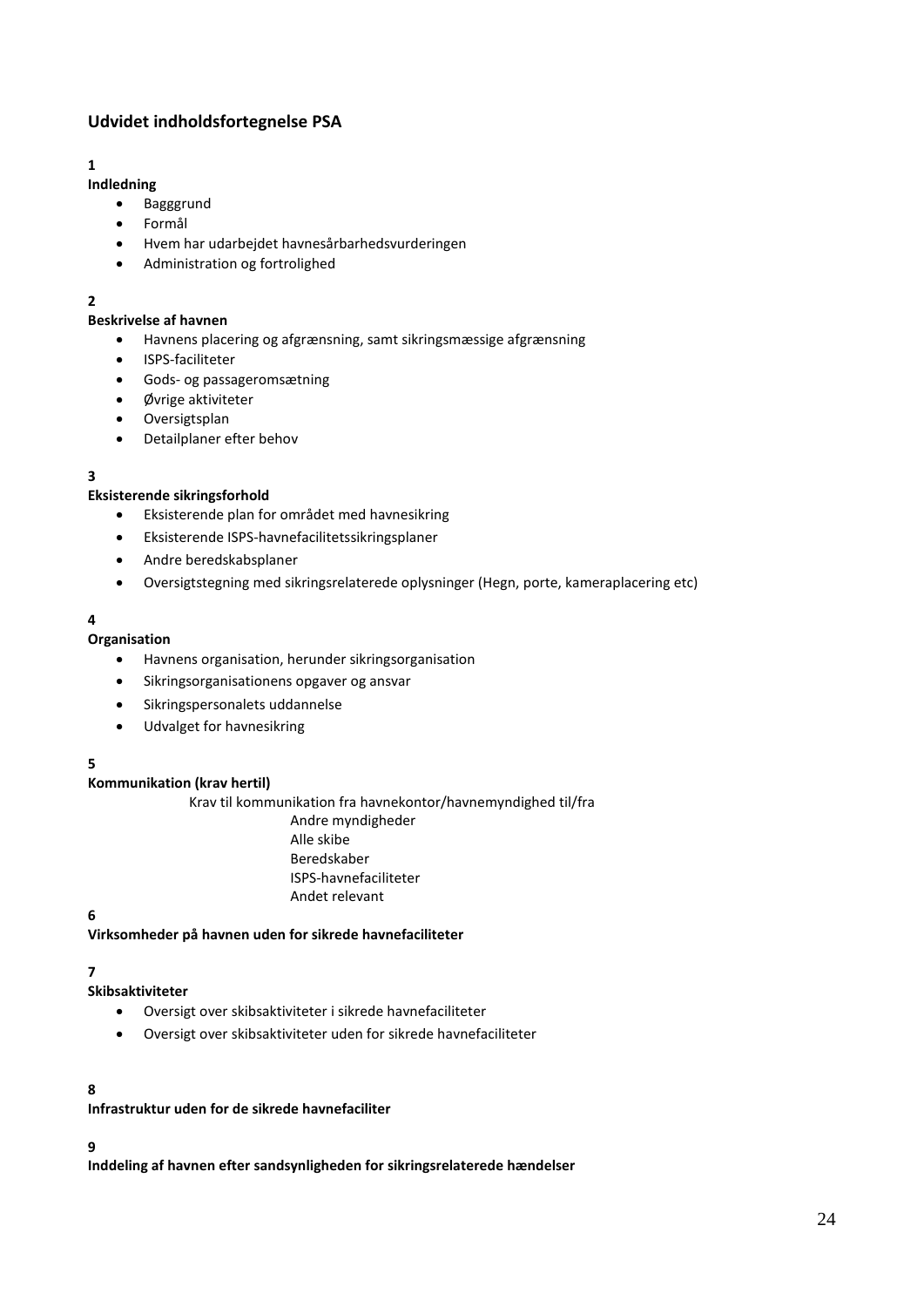## Udvidet indholdsfortegnelse PSA

**1**

**Indledning**

- Bagggrund
- Formål
- Hvem har udarbejdet havnesårbarhedsvurderingen
- Administration og fortrolighed

**2**

**Beskrivelse af havnen**

- Havnens placering og afgrænsning, samt sikringsmæssige afgrænsning
- ISPS-faciliteter
- Gods- og passageromsætning
- Øvrige aktiviteter
- Oversigtsplan
- Detailplaner efter behov

**3**

**Eksisterende sikringsforhold**

- Eksisterende plan for området med havnesikring
- Eksisterende ISPS-havnefacilitetssikringsplaner
- Andre beredskabsplaner
- Oversigtstegning med sikringsrelaterede oplysninger (Hegn, porte, kameraplacering etc)

**4**

**Organisation**

- Havnens organisation, herunder sikringsorganisation
- Sikringsorganisationens opgaver og ansvar
- Sikringspersonalets uddannelse
- Udvalget for havnesikring

**5**

**Kommunikation (krav hertil)**

Krav til kommunikation fra havnekontor/havnemyndighed til/fra

- Andre myndigheder
- Alle skibe
- Beredskaber
- ISPS-havnefaciliteter
- Andet relevant

**6**

**Virksomheder på havnen uden for sikrede havnefaciliteter**

**7**

**Skibsaktiviteter**

- Oversigt over skibsaktiviteter i sikrede havnefaciliteter
- Oversigt over skibsaktiviteter uden for sikrede havnefaciliteter

**8**

**Infrastruktur uden for de sikrede havnefaciliter**

**9**

**Inddeling af havnen efter sandsynligheden for sikringsrelaterede hændelser**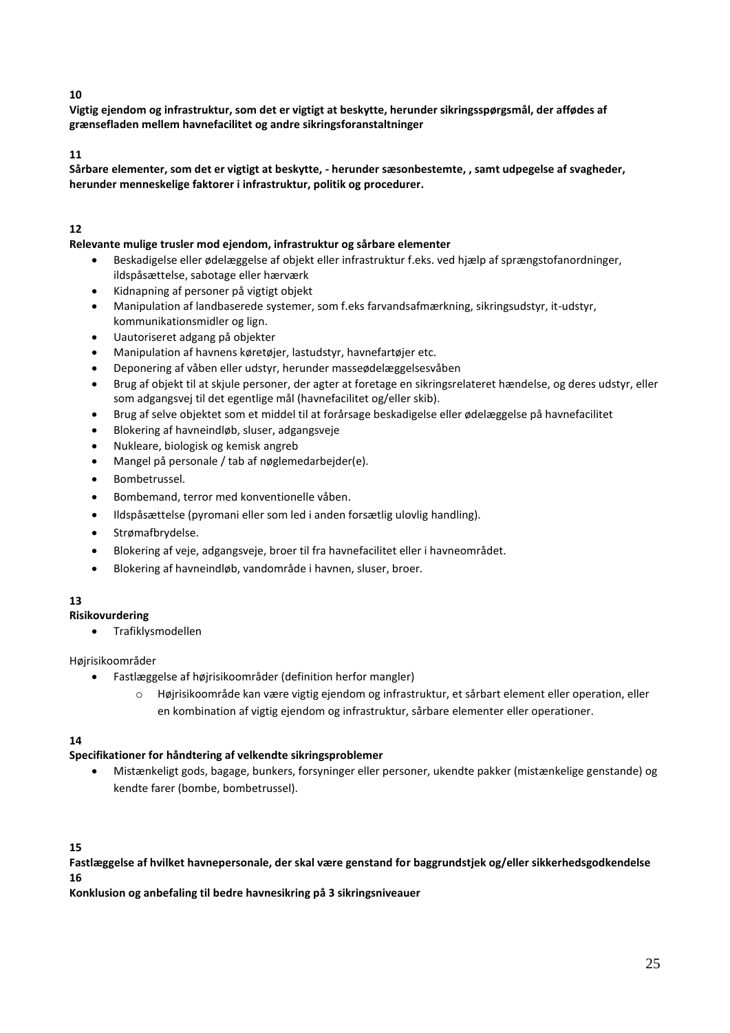**10**

**Vigtig ejendom og infrastruktur, som det er vigtigt at beskytte, herunder sikringsspørgsmål, der affødes af grænsefladen mellem havnefacilitet og andre sikringsforanstaltninger**

**11**

**Sårbare elementer, som det er vigtigt at beskytte, - herunder sæsonbestemte, , samt udpegelse af svagheder, herunder menneskelige faktorer i infrastruktur, politik og procedurer.**

**12**

**Relevante mulige trusler mod ejendom, infrastruktur og sårbare elementer**

- Beskadigelse eller ødelæggelse af objekt eller infrastruktur f.eks. ved hjælp af sprængstofanordninger, ildspåsættelse, sabotage eller hærværk
- Kidnapning af personer på vigtigt objekt
- Manipulation af landbaserede systemer, som f.eks farvandsafmærkning, sikringsudstyr, it-udstyr, kommunikationsmidler og lign.
- Uautoriseret adgang på objekter
- Manipulation af havnens køretøjer, lastudstyr, havnefartøjer etc.
- Deponering af våben eller udstyr, herunder masseødelæggelsesvåben
- Brug af objekt til at skjule personer, der agter at foretage en sikringsrelateret hændelse, og deres udstyr, eller som adgangsvej til det egentlige mål (havnefacilitet og/eller skib).
- Brug af selve objektet som et middel til at forårsage beskadigelse eller ødelæggelse på havnefacilitet
- Blokering af havneindløb, sluser, adgangsveje
- Nukleare, biologisk og kemisk angreb
- Mangel på personale / tab af nøglemedarbejder(e).
- Bombetrussel.
- Bombemand, terror med konventionelle våben.
- Ildspåsættelse (pyromani eller som led i anden forsætlig ulovlig handling).
- Strømafbrydelse.
- Blokering af veje, adgangsveje, broer til fra havnefacilitet eller i havneområdet.
- Blokering af havneindløb, vandområde i havnen, sluser, broer.

**13**

**Risikovurdering**

- Trafiklysmodellen

Højrisikoområder

- Fastlæggelse af højrisikoområder (definition herfor mangler)
    - Højrisikoområde kan være vigtig ejendom og infrastruktur, et sårbart element eller operation, eller en kombination af vigtig ejendom og infrastruktur, sårbare elementer eller operationer.

**14**

**Specifikationer for håndtering af velkendte sikringsproblemer**

- Mistænkeligt gods, bagage, bunkers, forsyninger eller personer, ukendte pakker (mistænkelige genstande) og kendte farer (bombe, bombetrussel).

**15**

**Fastlæggelse af hvilket havnepersonale, der skal være genstand for baggrundstjek og/eller sikkerhedsgodkendelse**

**16**

**Konklusion og anbefaling til bedre havnesikring på 3 sikringsniveauer**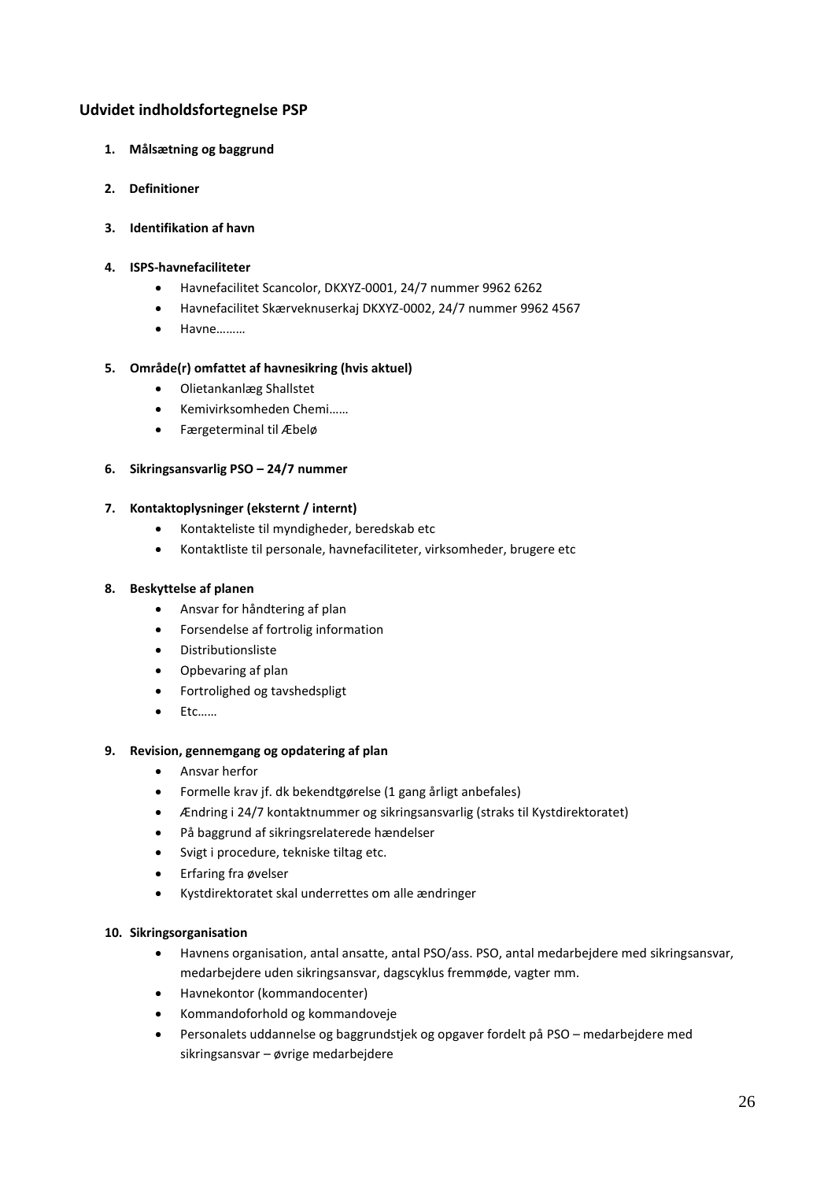## Udvidet indholdsfortegnelse PSP

1. **Målsætning og baggrund**

2. **Definitioner**

3. **Identifikation af havn**

4. **ISPS-havnefaciliteter**
   - Havnefacilitet Scancolor, DKXYZ-0001, 24/7 nummer 9962 6262
   - Havnefacilitet Skærveknuserkaj DKXYZ-0002, 24/7 nummer 9962 4567
   - Havne………

5. **Område(r) omfattet af havnesikring (hvis aktuel)**
   - Olietankanlæg Shallstet
   - Kemivirksomheden Chemi……
   - Færgeterminal til Æbelø

6. **Sikringsansvarlig PSO – 24/7 nummer**

7. **Kontaktoplysninger (eksternt / internt)**
   - Kontakteliste til myndigheder, beredskab etc
   - Kontaktliste til personale, havnefaciliteter, virksomheder, brugere etc

8. **Beskyttelse af planen**
   - Ansvar for håndtering af plan
   - Forsendelse af fortrolig information
   - Distributionsliste
   - Opbevaring af plan
   - Fortrolighed og tavshedspligt
   - Etc……

9. **Revision, gennemgang og opdatering af plan**
   - Ansvar herfor
   - Formelle krav jf. dk bekendtgørelse (1 gang årligt anbefales)
   - Ændring i 24/7 kontaktnummer og sikringsansvarlig (straks til Kystdirektoratet)
   - På baggrund af sikringsrelaterede hændelser
   - Svigt i procedure, tekniske tiltag etc.
   - Erfaring fra øvelser
   - Kystdirektoratet skal underrettes om alle ændringer

10. **Sikringsorganisation**
    - Havnens organisation, antal ansatte, antal PSO/ass. PSO, antal medarbejdere med sikringsansvar, medarbejdere uden sikringsansvar, dagscyklus fremmøde, vagter mm.
    - Havnekontor (kommandocenter)
    - Kommandoforhold og kommandoveje
    - Personalets uddannelse og baggrundstjek og opgaver fordelt på PSO – medarbejdere med sikringsansvar – øvrige medarbejdere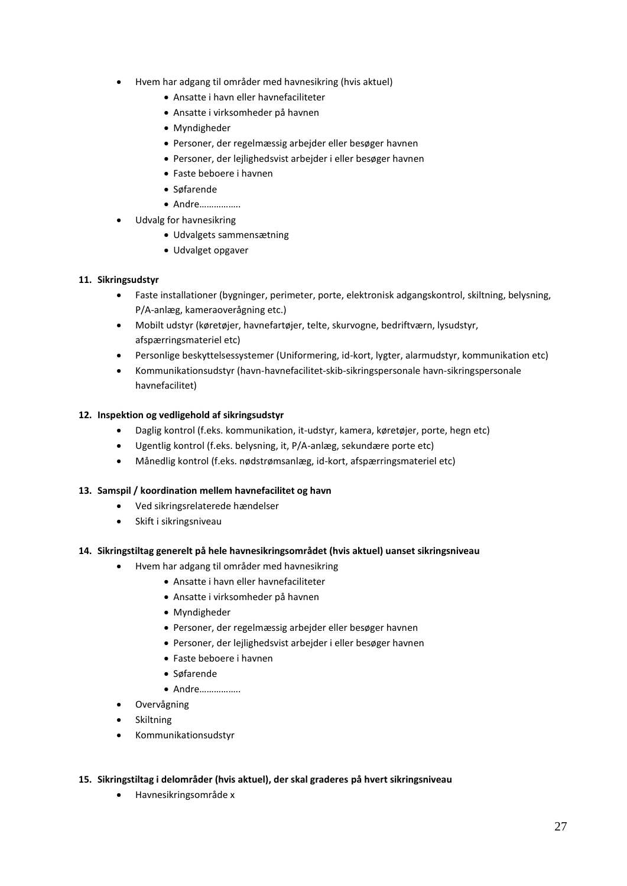- Hvem har adgang til områder med havnesikring (hvis aktuel)
    - Ansatte i havn eller havnefaciliteter
    - Ansatte i virksomheder på havnen
    - Myndigheder
    - Personer, der regelmæssig arbejder eller besøger havnen
    - Personer, der lejlighedsvist arbejder i eller besøger havnen
    - Faste beboere i havnen
    - Søfarende
    - Andre……………..
- Udvalg for havnesikring
    - Udvalgets sammensætning
    - Udvalget opgaver

**11. Sikringsudstyr**

- Faste installationer (bygninger, perimeter, porte, elektronisk adgangskontrol, skiltning, belysning, P/A-anlæg, kameraoverågning etc.)
- Mobilt udstyr (køretøjer, havnefartøjer, telte, skurvogne, bedriftværn, lysudstyr, afspærringsmateriel etc)
- Personlige beskyttelsessystemer (Uniformering, id-kort, lygter, alarmudstyr, kommunikation etc)
- Kommunikationsudstyr (havn-havnefacilitet-skib-sikringspersonale havn-sikringspersonale havnefacilitet)

**12. Inspektion og vedligehold af sikringsudstyr**

- Daglig kontrol (f.eks. kommunikation, it-udstyr, kamera, køretøjer, porte, hegn etc)
- Ugentlig kontrol (f.eks. belysning, it, P/A-anlæg, sekundære porte etc)
- Månedlig kontrol (f.eks. nødstrømsanlæg, id-kort, afspærringsmateriel etc)

**13. Samspil / koordination mellem havnefacilitet og havn**

- Ved sikringsrelaterede hændelser
- Skift i sikringsniveau

**14. Sikringstiltag generelt på hele havnesikringsområdet (hvis aktuel) uanset sikringsniveau**

- Hvem har adgang til områder med havnesikring
    - Ansatte i havn eller havnefaciliteter
    - Ansatte i virksomheder på havnen
    - Myndigheder
    - Personer, der regelmæssig arbejder eller besøger havnen
    - Personer, der lejlighedsvist arbejder i eller besøger havnen
    - Faste beboere i havnen
    - Søfarende
    - Andre……………..
- Overvågning
- Skiltning
- Kommunikationsudstyr

**15. Sikringstiltag i delområder (hvis aktuel), der skal graderes på hvert sikringsniveau**

- Havnesikringsområde x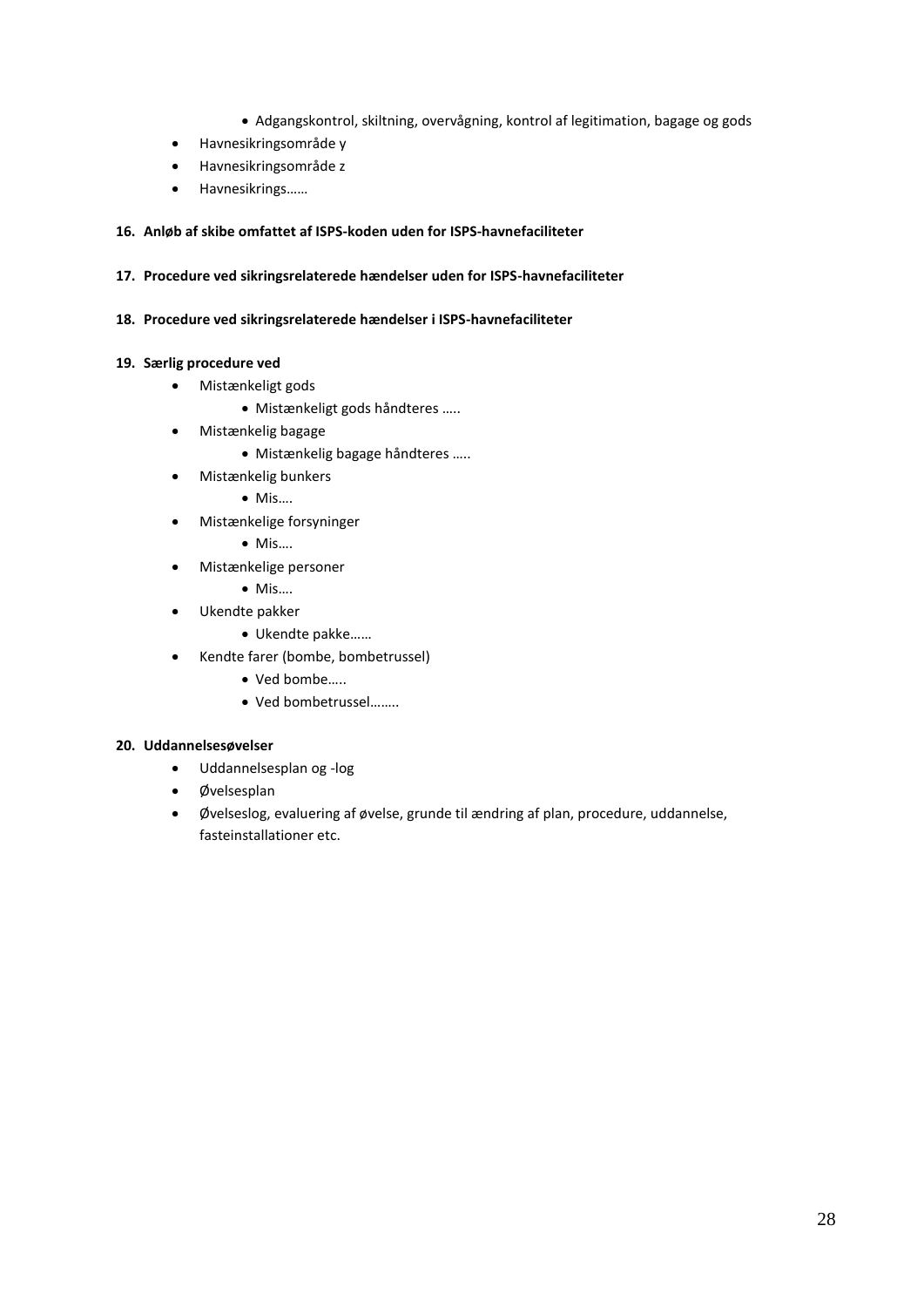- Adgangskontrol, skiltning, overvågning, kontrol af legitimation, bagage og gods
- Havnesikringsområde y
- Havnesikringsområde z
- Havnesikrings……

**16. Anløb af skibe omfattet af ISPS-koden uden for ISPS-havnefaciliteter**

**17. Procedure ved sikringsrelaterede hændelser uden for ISPS-havnefaciliteter**

**18. Procedure ved sikringsrelaterede hændelser i ISPS-havnefaciliteter**

**19. Særlig procedure ved**

- Mistænkeligt gods
    - Mistænkeligt gods håndteres …..
- Mistænkelig bagage
    - Mistænkelig bagage håndteres …..
- Mistænkelig bunkers
    - Mis….
- Mistænkelige forsyninger
    - Mis….
- Mistænkelige personer
    - Mis….
- Ukendte pakker
    - Ukendte pakke……
- Kendte farer (bombe, bombetrussel)
    - Ved bombe…..
    - Ved bombetrussel……..

**20. Uddannelsesøvelser**

- Uddannelsesplan og -log
- Øvelsesplan
- Øvelseslog, evaluering af øvelse, grunde til ændring af plan, procedure, uddannelse, fasteinstallationer etc.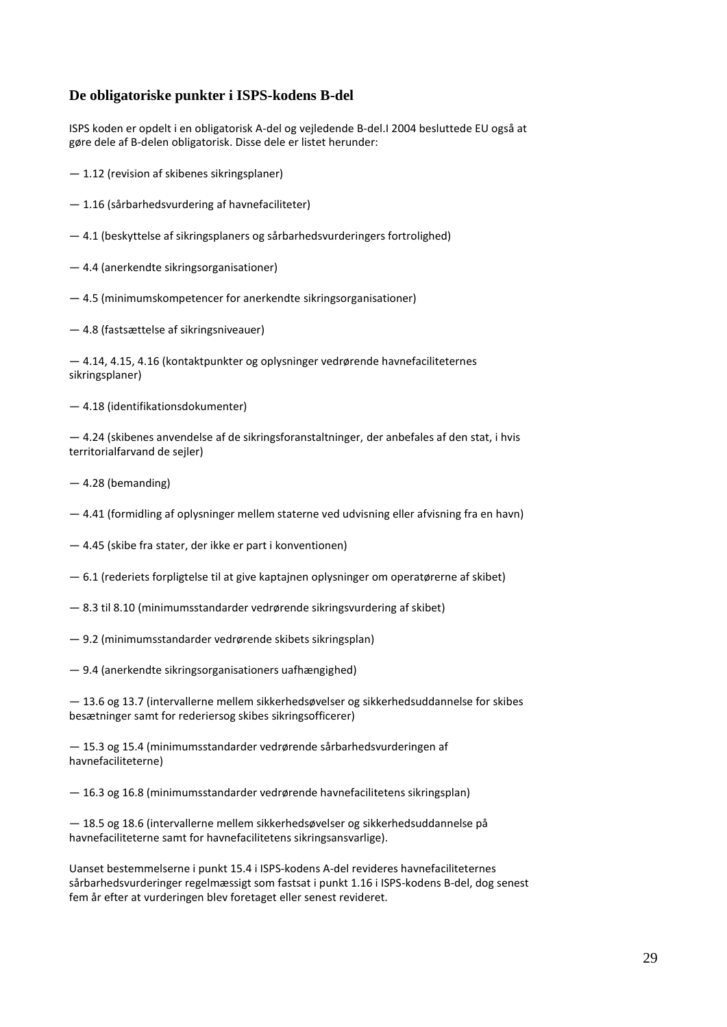## De obligatoriske punkter i ISPS-kodens B-del

ISPS koden er opdelt i en obligatorisk A-del og vejledende B-del.I 2004 besluttede EU også at gøre dele af B-delen obligatorisk. Disse dele er listet herunder:

— 1.12 (revision af skibenes sikringsplaner)

— 1.16 (sårbarhedsvurdering af havnefaciliteter)

— 4.1 (beskyttelse af sikringsplaners og sårbarhedsvurderingers fortrolighed)

— 4.4 (anerkendte sikringsorganisationer)

— 4.5 (minimumskompetencer for anerkendte sikringsorganisationer)

— 4.8 (fastsættelse af sikringsniveauer)

— 4.14, 4.15, 4.16 (kontaktpunkter og oplysninger vedrørende havnefaciliteternes sikringsplaner)

— 4.18 (identifikationsdokumenter)

— 4.24 (skibenes anvendelse af de sikringsforanstaltninger, der anbefales af den stat, i hvis territorialfarvand de sejler)

— 4.28 (bemanding)

— 4.41 (formidling af oplysninger mellem staterne ved udvisning eller afvisning fra en havn)

— 4.45 (skibe fra stater, der ikke er part i konventionen)

— 6.1 (rederiets forpligtelse til at give kaptajnen oplysninger om operatørerne af skibet)

— 8.3 til 8.10 (minimumsstandarder vedrørende sikringsvurdering af skibet)

— 9.2 (minimumsstandarder vedrørende skibets sikringsplan)

— 9.4 (anerkendte sikringsorganisationers uafhængighed)

— 13.6 og 13.7 (intervallerne mellem sikkerhedsøvelser og sikkerhedsuddannelse for skibes besætninger samt for rederiersog skibes sikringsofficerer)

— 15.3 og 15.4 (minimumsstandarder vedrørende sårbarhedsvurderingen af havnefaciliteterne)

— 16.3 og 16.8 (minimumsstandarder vedrørende havnefacilitetens sikringsplan)

— 18.5 og 18.6 (intervallerne mellem sikkerhedsøvelser og sikkerhedsuddannelse på havnefaciliteterne samt for havnefacilitetens sikringsansvarlige).

Uanset bestemmelserne i punkt 15.4 i ISPS-kodens A-del revideres havnefaciliteternes sårbarhedsvurderinger regelmæssigt som fastsat i punkt 1.16 i ISPS-kodens B-del, dog senest fem år efter at vurderingen blev foretaget eller senest revideret.